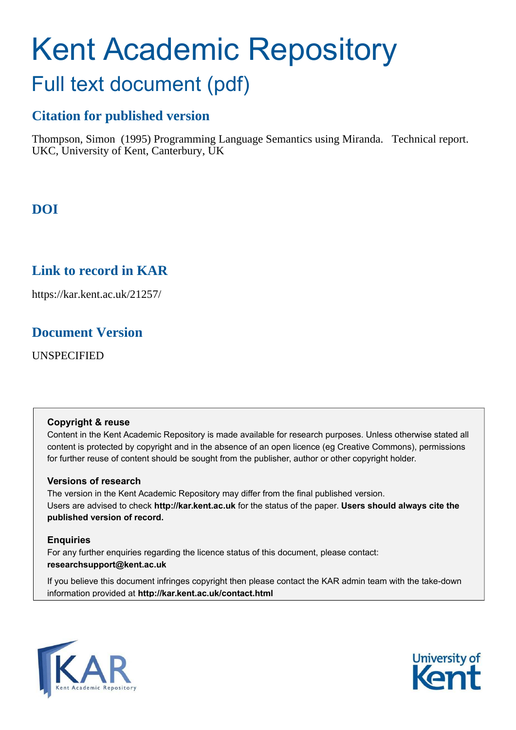# Kent Academic Repository

## Full text document (pdf)

### Citation for published version

Thompson, Simon (1995) Programming Language Semantics using Miranda. Technical report. UKC, University of Kent, Canterbury, UK

### DOI

### Link to record in KAR

https://kar.kent.ac.uk/21257/

### Document Version

UNSPECIFIED

**Copyright & reuse**

Content in the Kent Academic Repository is made available for research purposes. Unless otherwise stated all content is protected by copyright and in the absence of an open licence (eg Creative Commons), permissions for further reuse of content should be sought from the publisher, author or other copyright holder.

**Versions of research**

The version in the Kent Academic Repository may differ from the final published version. Users are advised to check **http://kar.kent.ac.uk** for the status of the paper. **Users should always cite the published version of record.**

**Enquiries**

For any further enquiries regarding the licence status of this document, please contact: **researchsupport@kent.ac.uk**

If you believe this document infringes copyright then please contact the KAR admin team with the take-down information provided at **http://kar.kent.ac.uk/contact.html**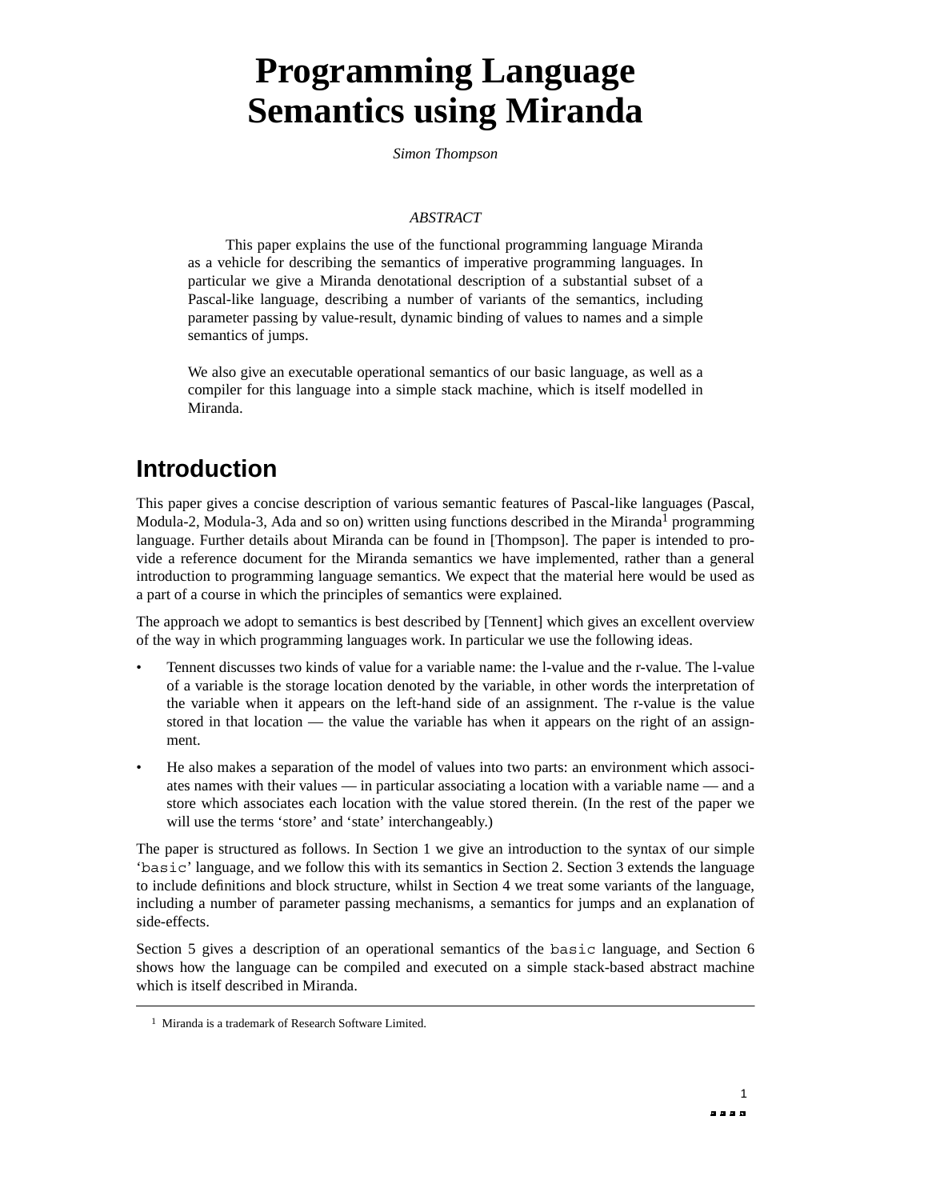# Programming Language Semantics using Miranda

*Simon Thompson*

*ABSTRACT*

This paper explains the use of the functional programming language Miranda as a vehicle for describing the semantics of imperative programming languages. In particular we give a Miranda denotational description of a substantial subset of a Pascal-like language, describing a number of variants of the semantics, including parameter passing by value-result, dynamic binding of values to names and a simple semantics of jumps.

We also give an executable operational semantics of our basic language, as well as a compiler for this language into a simple stack machine, which is itself modelled in Miranda.

## Introduction

This paper gives a concise description of various semantic features of Pascal-like languages (Pascal, Modula-2, Modula-3, Ada and so on) written using functions described in the Miranda[1] programming language. Further details about Miranda can be found in [Thompson]. The paper is intended to provide a reference document for the Miranda semantics we have implemented, rather than a general introduction to programming language semantics. We expect that the material here would be used as a part of a course in which the principles of semantics were explained.

The approach we adopt to semantics is best described by [Tennent] which gives an excellent overview of the way in which programming languages work. In particular we use the following ideas.

- Tennent discusses two kinds of value for a variable name: the l-value and the r-value. The l-value of a variable is the storage location denoted by the variable, in other words the interpretation of the variable when it appears on the left-hand side of an assignment. The r-value is the value stored in that location — the value the variable has when it appears on the right of an assignment.
- He also makes a separation of the model of values into two parts: an environment which associates names with their values — in particular associating a location with a variable name — and a store which associates each location with the value stored therein. (In the rest of the paper we will use the terms 'store' and 'state' interchangeably.)

The paper is structured as follows. In Section 1 we give an introduction to the syntax of our simple '`basic`' language, and we follow this with its semantics in Section 2. Section 3 extends the language to include definitions and block structure, whilst in Section 4 we treat some variants of the language, including a number of parameter passing mechanisms, a semantics for jumps and an explanation of side-effects.

Section 5 gives a description of an operational semantics of the `basic` language, and Section 6 shows how the language can be compiled and executed on a simple stack-based abstract machine which is itself described in Miranda.

---

[1] Miranda is a trademark of Research Software Limited.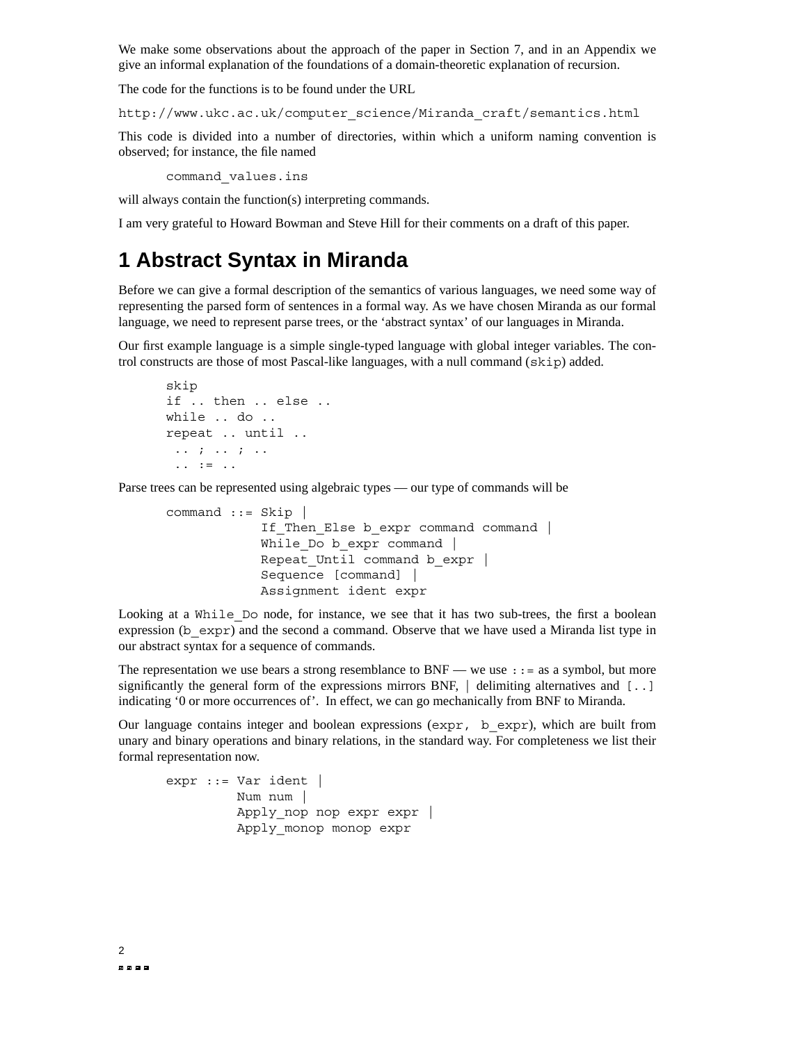We make some observations about the approach of the paper in Section 7, and in an Appendix we give an informal explanation of the foundations of a domain-theoretic explanation of recursion.

The code for the functions is to be found under the URL

`http://www.ukc.ac.uk/computer_science/Miranda_craft/semantics.html`

This code is divided into a number of directories, within which a uniform naming convention is observed; for instance, the file named

```
command_values.ins
```

will always contain the function(s) interpreting commands.

I am very grateful to Howard Bowman and Steve Hill for their comments on a draft of this paper.

# 1 Abstract Syntax in Miranda

Before we can give a formal description of the semantics of various languages, we need some way of representing the parsed form of sentences in a formal way. As we have chosen Miranda as our formal language, we need to represent parse trees, or the 'abstract syntax' of our languages in Miranda.

Our first example language is a simple single-typed language with global integer variables. The control constructs are those of most Pascal-like languages, with a null command (`skip`) added.

```
skip
if .. then .. else ..
while .. do ..
repeat .. until ..
 .. ; .. ; ..
 .. := ..
```

Parse trees can be represented using algebraic types — our type of commands will be

```
command ::= Skip |
            If_Then_Else b_expr command command |
            While_Do b_expr command |
            Repeat_Until command b_expr |
            Sequence [command] |
            Assignment ident expr
```

Looking at a `While_Do` node, for instance, we see that it has two sub-trees, the first a boolean expression (`b_expr`) and the second a command. Observe that we have used a Miranda list type in our abstract syntax for a sequence of commands.

The representation we use bears a strong resemblance to BNF — we use `::=` as a symbol, but more significantly the general form of the expressions mirrors BNF, `|` delimiting alternatives and `[..]` indicating '0 or more occurrences of'. In effect, we can go mechanically from BNF to Miranda.

Our language contains integer and boolean expressions (`expr, b_expr`), which are built from unary and binary operations and binary relations, in the standard way. For completeness we list their formal representation now.

```
expr ::= Var ident |
         Num num |
         Apply_nop nop expr expr |
         Apply_monop monop expr
```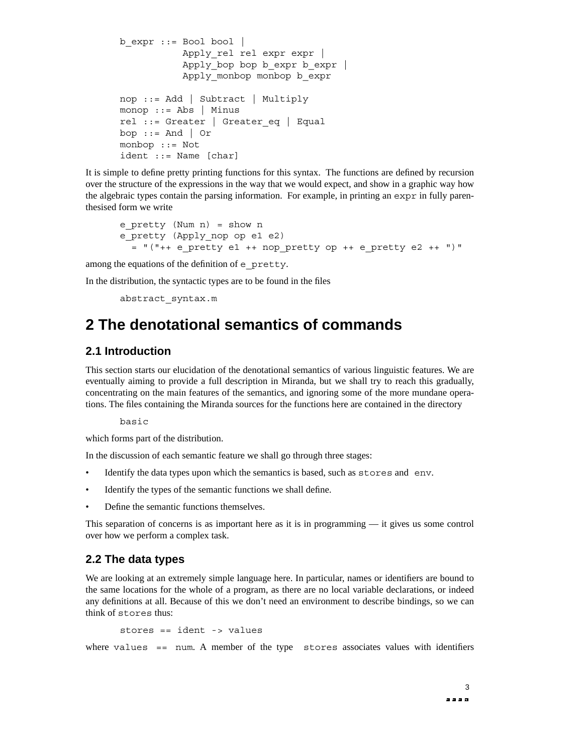```
b_expr ::= Bool bool |
           Apply_rel rel expr expr |
           Apply_bop bop b_expr b_expr |
           Apply_monbop monbop b_expr

nop ::= Add | Subtract | Multiply
monop ::= Abs | Minus
rel ::= Greater | Greater_eq | Equal
bop ::= And | Or
monbop ::= Not
ident ::= Name [char]
```

It is simple to define pretty printing functions for this syntax. The functions are defined by recursion over the structure of the expressions in the way that we would expect, and show in a graphic way how the algebraic types contain the parsing information. For example, in printing an `expr` in fully parenthesised form we write

```
e_pretty (Num n) = show n
e_pretty (Apply_nop op e1 e2)
  = "("++ e_pretty e1 ++ nop_pretty op ++ e_pretty e2 ++ ")"
```

among the equations of the definition of `e_pretty`.

In the distribution, the syntactic types are to be found in the files

```
abstract_syntax.m
```

# 2 The denotational semantics of commands

## 2.1 Introduction

This section starts our elucidation of the denotational semantics of various linguistic features. We are eventually aiming to provide a full description in Miranda, but we shall try to reach this gradually, concentrating on the main features of the semantics, and ignoring some of the more mundane operations. The files containing the Miranda sources for the functions here are contained in the directory

```
basic
```

which forms part of the distribution.

In the discussion of each semantic feature we shall go through three stages:

- Identify the data types upon which the semantics is based, such as `stores` and `env`.
- Identify the types of the semantic functions we shall define.
- Define the semantic functions themselves.

This separation of concerns is as important here as it is in programming — it gives us some control over how we perform a complex task.

## 2.2 The data types

We are looking at an extremely simple language here. In particular, names or identifiers are bound to the same locations for the whole of a program, as there are no local variable declarations, or indeed any definitions at all. Because of this we don't need an environment to describe bindings, so we can think of `stores` thus:

```
stores == ident -> values
```

where `values == num`. A member of the type `stores` associates values with identifiers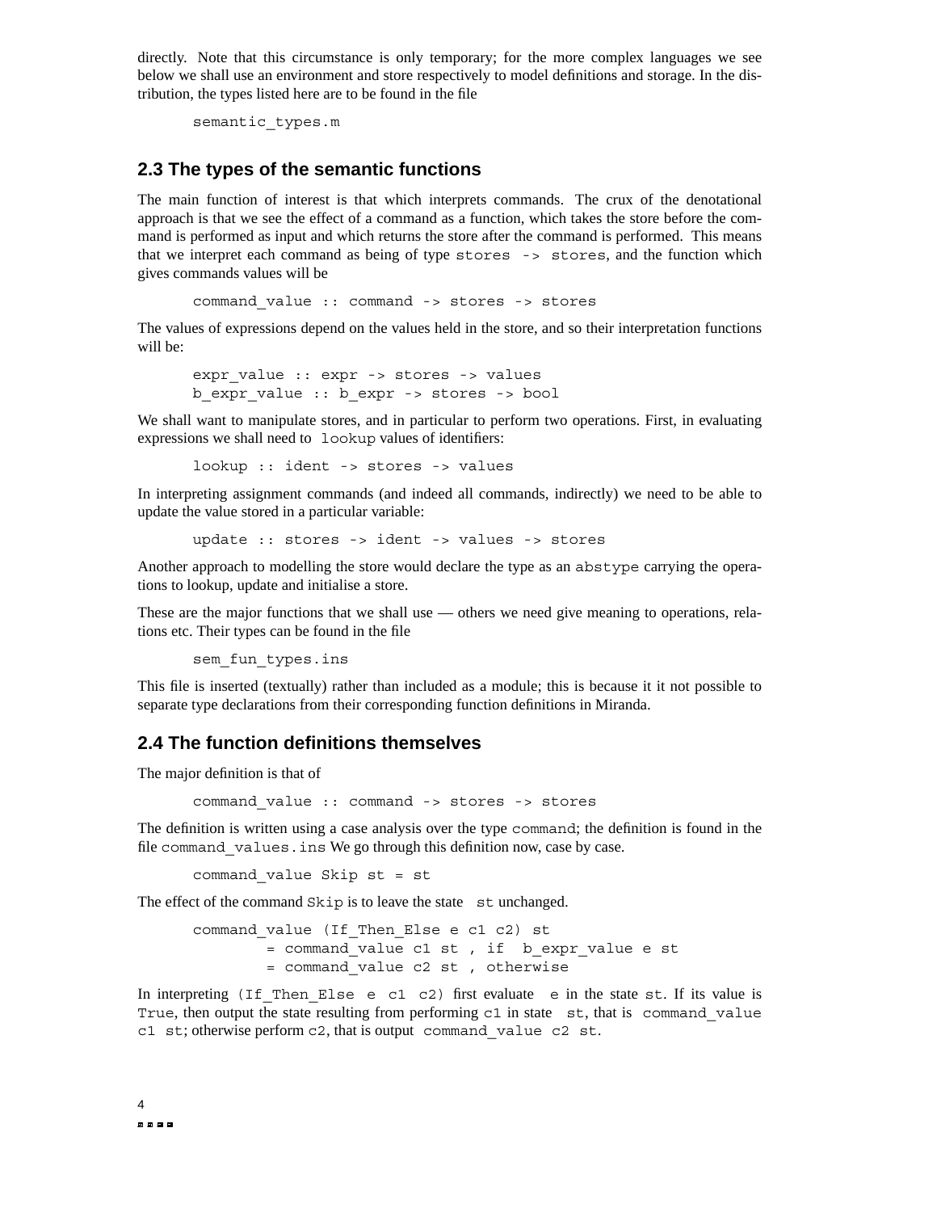directly. Note that this circumstance is only temporary; for the more complex languages we see below we shall use an environment and store respectively to model definitions and storage. In the distribution, the types listed here are to be found in the file

```
semantic_types.m
```

## 2.3 The types of the semantic functions

The main function of interest is that which interprets commands. The crux of the denotational approach is that we see the effect of a command as a function, which takes the store before the command is performed as input and which returns the store after the command is performed. This means that we interpret each command as being of type `stores -> stores`, and the function which gives commands values will be

```
command_value :: command -> stores -> stores
```

The values of expressions depend on the values held in the store, and so their interpretation functions will be:

```
expr_value :: expr -> stores -> values
b_expr_value :: b_expr -> stores -> bool
```

We shall want to manipulate stores, and in particular to perform two operations. First, in evaluating expressions we shall need to `lookup` values of identifiers:

```
lookup :: ident -> stores -> values
```

In interpreting assignment commands (and indeed all commands, indirectly) we need to be able to update the value stored in a particular variable:

```
update :: stores -> ident -> values -> stores
```

Another approach to modelling the store would declare the type as an `abstype` carrying the operations to lookup, update and initialise a store.

These are the major functions that we shall use — others we need give meaning to operations, relations etc. Their types can be found in the file

```
sem_fun_types.ins
```

This file is inserted (textually) rather than included as a module; this is because it it not possible to separate type declarations from their corresponding function definitions in Miranda.

## 2.4 The function definitions themselves

The major definition is that of

```
command_value :: command -> stores -> stores
```

The definition is written using a case analysis over the type `command`; the definition is found in the file `command_values.ins` We go through this definition now, case by case.

```
command_value Skip st = st
```

The effect of the command `Skip` is to leave the state `st` unchanged.

```
command_value (If_Then_Else e c1 c2) st
        = command_value c1 st , if  b_expr_value e st
        = command_value c2 st , otherwise
```

In interpreting `(If_Then_Else e c1 c2)` first evaluate `e` in the state `st`. If its value is `True`, then output the state resulting from performing `c1` in state `st`, that is `command_value c1 st`; otherwise perform `c2`, that is output `command_value c2 st`.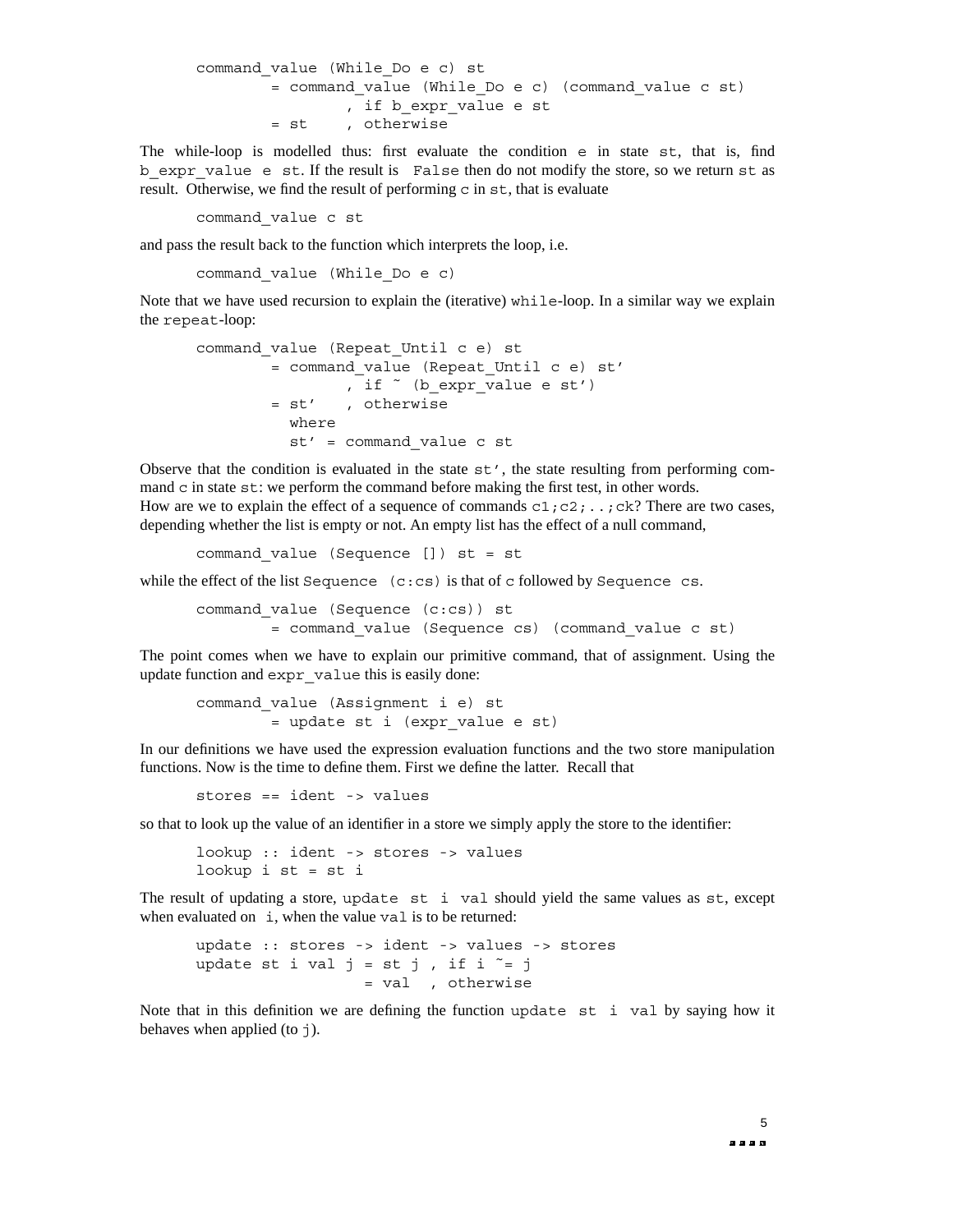```
command_value (While_Do e c) st
        = command_value (While_Do e c) (command_value c st)
                , if b_expr_value e st
        = st    , otherwise
```

The while-loop is modelled thus: first evaluate the condition `e` in state `st`, that is, find `b_expr_value e st`. If the result is `False` then do not modify the store, so we return `st` as result. Otherwise, we find the result of performing `c` in `st`, that is evaluate

```
command_value c st
```

and pass the result back to the function which interprets the loop, i.e.

```
command_value (While_Do e c)
```

Note that we have used recursion to explain the (iterative) `while`-loop. In a similar way we explain the `repeat`-loop:

```
command_value (Repeat_Until c e) st
        = command_value (Repeat_Until c e) st'
                , if ~ (b_expr_value e st')
        = st'   , otherwise
          where
          st' = command_value c st
```

Observe that the condition is evaluated in the state `st'`, the state resulting from performing command `c` in state `st`: we perform the command before making the first test, in other words.
How are we to explain the effect of a sequence of commands `c1;c2;..;ck`? There are two cases, depending whether the list is empty or not. An empty list has the effect of a null command,

```
command_value (Sequence []) st = st
```

while the effect of the list `Sequence (c:cs)` is that of `c` followed by `Sequence cs`.

```
command_value (Sequence (c:cs)) st
        = command_value (Sequence cs) (command_value c st)
```

The point comes when we have to explain our primitive command, that of assignment. Using the update function and `expr_value` this is easily done:

```
command_value (Assignment i e) st
        = update st i (expr_value e st)
```

In our definitions we have used the expression evaluation functions and the two store manipulation functions. Now is the time to define them. First we define the latter. Recall that

```
stores == ident -> values
```

so that to look up the value of an identifier in a store we simply apply the store to the identifier:

```
lookup :: ident -> stores -> values
lookup i st = st i
```

The result of updating a store, `update st i val` should yield the same values as `st`, except when evaluated on `i`, when the value `val` is to be returned:

```
update :: stores -> ident -> values -> stores
update st i val j = st j , if i ~= j
                  = val  , otherwise
```

Note that in this definition we are defining the function `update st i val` by saying how it behaves when applied (to `j`).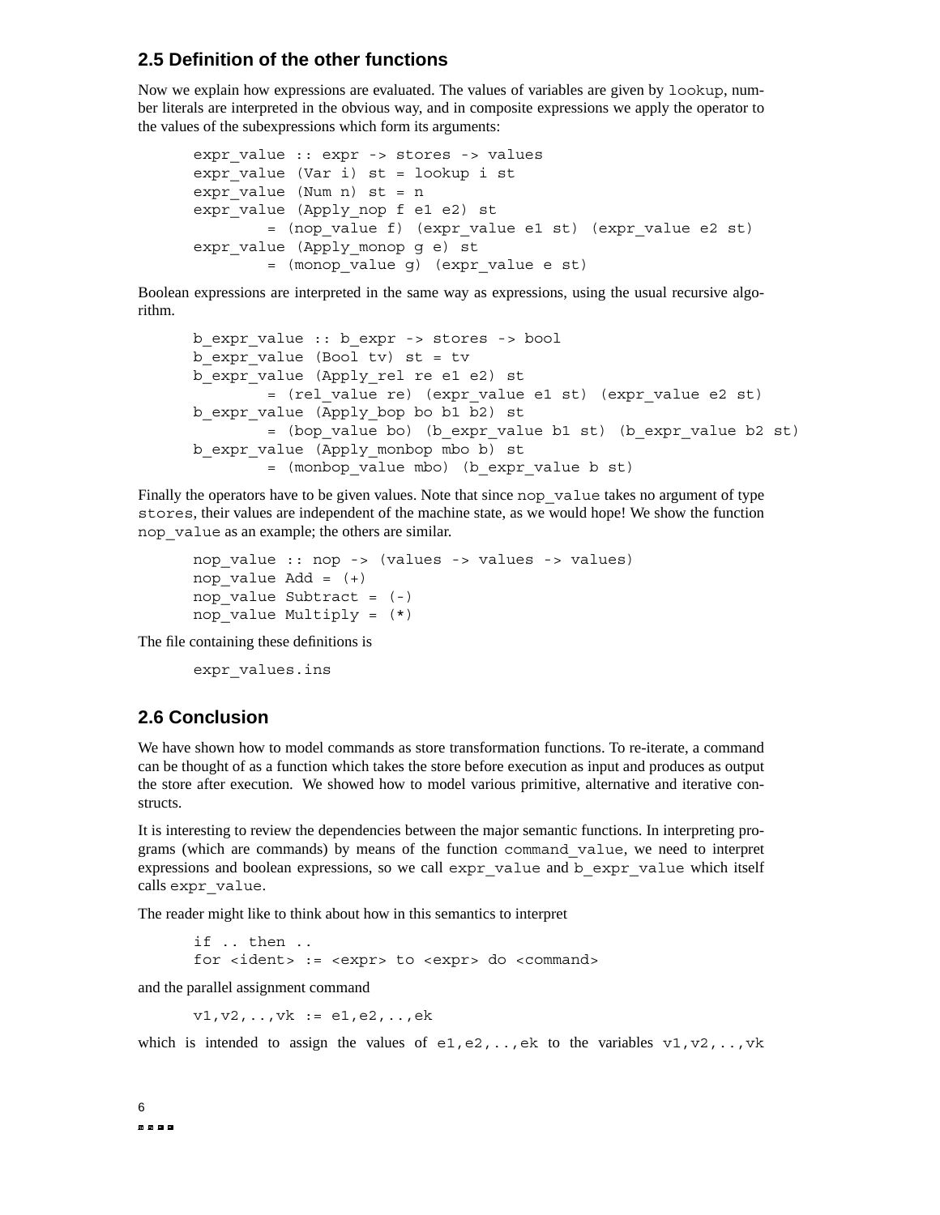## 2.5 Definition of the other functions

Now we explain how expressions are evaluated. The values of variables are given by `lookup`, number literals are interpreted in the obvious way, and in composite expressions we apply the operator to the values of the subexpressions which form its arguments:

```
expr_value :: expr -> stores -> values
expr_value (Var i) st = lookup i st
expr_value (Num n) st = n
expr_value (Apply_nop f e1 e2) st
        = (nop_value f) (expr_value e1 st) (expr_value e2 st)
expr_value (Apply_monop g e) st
        = (monop_value g) (expr_value e st)
```

Boolean expressions are interpreted in the same way as expressions, using the usual recursive algorithm.

```
b_expr_value :: b_expr -> stores -> bool
b_expr_value (Bool tv) st = tv
b_expr_value (Apply_rel re e1 e2) st
        = (rel_value re) (expr_value e1 st) (expr_value e2 st)
b_expr_value (Apply_bop bo b1 b2) st
        = (bop_value bo) (b_expr_value b1 st) (b_expr_value b2 st)
b_expr_value (Apply_monbop mbo b) st
        = (monbop_value mbo) (b_expr_value b st)
```

Finally the operators have to be given values. Note that since `nop_value` takes no argument of type `stores`, their values are independent of the machine state, as we would hope! We show the function `nop_value` as an example; the others are similar.

```
nop_value :: nop -> (values -> values -> values)
nop_value Add = (+)
nop_value Subtract = (-)
nop_value Multiply = (*)
```

The file containing these definitions is

```
expr_values.ins
```

## 2.6 Conclusion

We have shown how to model commands as store transformation functions. To re-iterate, a command can be thought of as a function which takes the store before execution as input and produces as output the store after execution. We showed how to model various primitive, alternative and iterative constructs.

It is interesting to review the dependencies between the major semantic functions. In interpreting programs (which are commands) by means of the function `command_value`, we need to interpret expressions and boolean expressions, so we call `expr_value` and `b_expr_value` which itself calls `expr_value`.

The reader might like to think about how in this semantics to interpret

```
if .. then ..
for <ident> := <expr> to <expr> do <command>
```

and the parallel assignment command

```
v1,v2,..,vk := e1,e2,..,ek
```

which is intended to assign the values of `e1,e2,..,ek` to the variables `v1,v2,..,vk`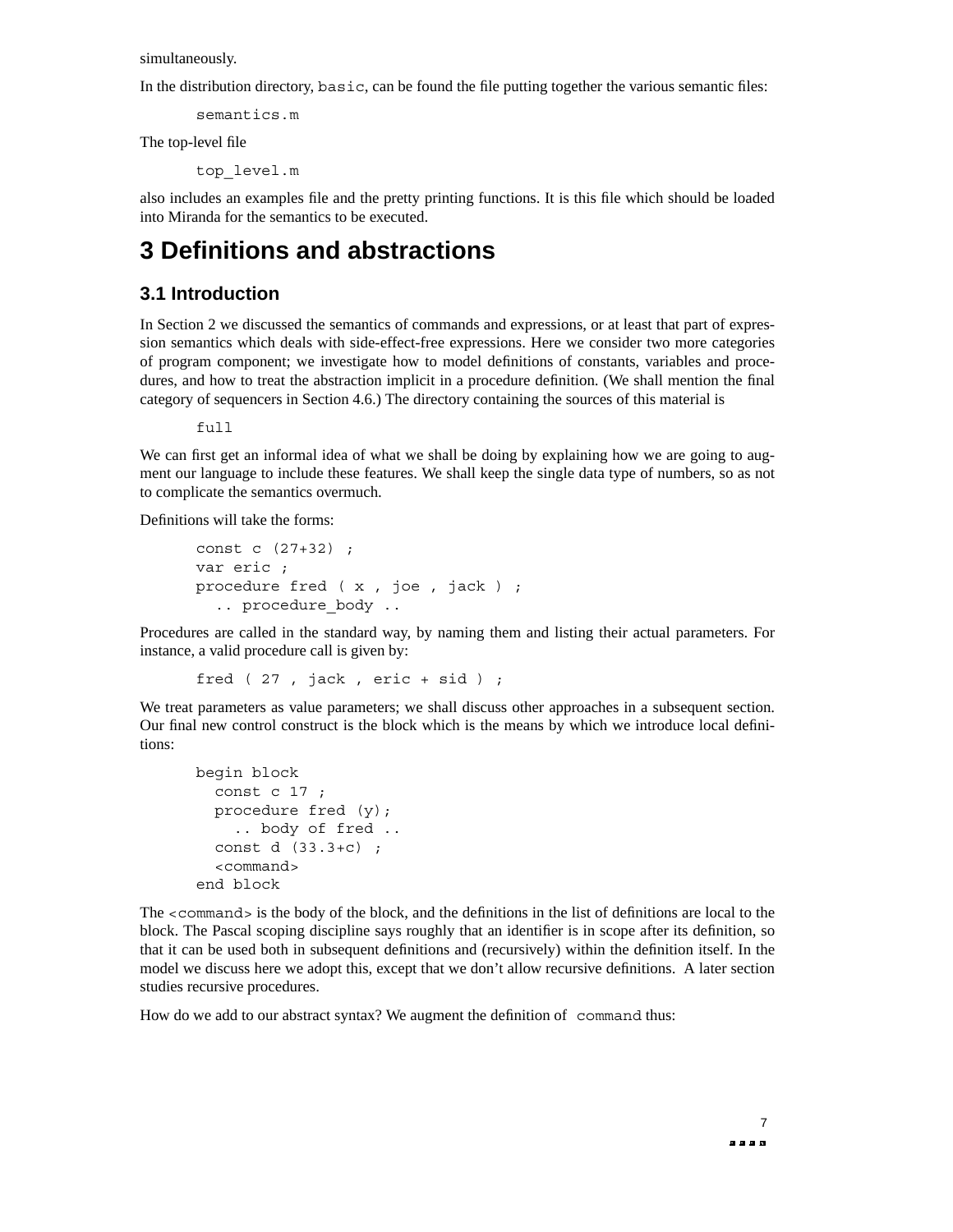simultaneously.

In the distribution directory, `basic`, can be found the file putting together the various semantic files:

```
semantics.m
```

The top-level file

```
top_level.m
```

also includes an examples file and the pretty printing functions. It is this file which should be loaded into Miranda for the semantics to be executed.

# 3 Definitions and abstractions

## 3.1 Introduction

In Section 2 we discussed the semantics of commands and expressions, or at least that part of expression semantics which deals with side-effect-free expressions. Here we consider two more categories of program component; we investigate how to model definitions of constants, variables and procedures, and how to treat the abstraction implicit in a procedure definition. (We shall mention the final category of sequencers in Section 4.6.) The directory containing the sources of this material is

```
full
```

We can first get an informal idea of what we shall be doing by explaining how we are going to augment our language to include these features. We shall keep the single data type of numbers, so as not to complicate the semantics overmuch.

Definitions will take the forms:

```
const c (27+32) ;
var eric ;
procedure fred ( x , joe , jack ) ;
  .. procedure_body ..
```

Procedures are called in the standard way, by naming them and listing their actual parameters. For instance, a valid procedure call is given by:

```
fred ( 27 , jack , eric + sid ) ;
```

We treat parameters as value parameters; we shall discuss other approaches in a subsequent section. Our final new control construct is the block which is the means by which we introduce local definitions:

```
begin block
  const c 17 ;
  procedure fred (y);
    .. body of fred ..
  const d (33.3+c) ;
  <command>
end block
```

The `<command>` is the body of the block, and the definitions in the list of definitions are local to the block. The Pascal scoping discipline says roughly that an identifier is in scope after its definition, so that it can be used both in subsequent definitions and (recursively) within the definition itself. In the model we discuss here we adopt this, except that we don't allow recursive definitions. A later section studies recursive procedures.

How do we add to our abstract syntax? We augment the definition of `command` thus: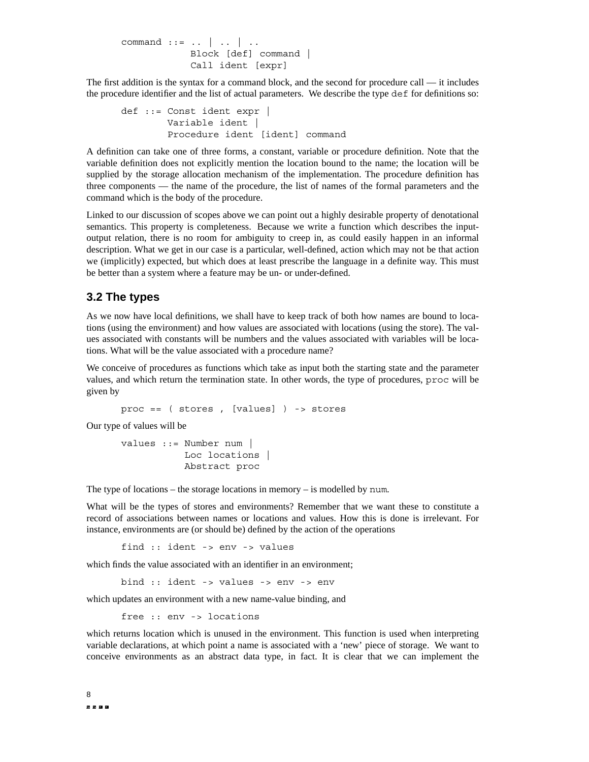```
command ::= .. | .. | ..
            Block [def] command |
            Call ident [expr]
```

The first addition is the syntax for a command block, and the second for procedure call — it includes the procedure identifier and the list of actual parameters. We describe the type `def` for definitions so:

```
def ::= Const ident expr |
        Variable ident |
        Procedure ident [ident] command
```

A definition can take one of three forms, a constant, variable or procedure definition. Note that the variable definition does not explicitly mention the location bound to the name; the location will be supplied by the storage allocation mechanism of the implementation. The procedure definition has three components — the name of the procedure, the list of names of the formal parameters and the command which is the body of the procedure.

Linked to our discussion of scopes above we can point out a highly desirable property of denotational semantics. This property is completeness. Because we write a function which describes the input-output relation, there is no room for ambiguity to creep in, as could easily happen in an informal description. What we get in our case is a particular, well-defined, action which may not be that action we (implicitly) expected, but which does at least prescribe the language in a definite way. This must be better than a system where a feature may be un- or under-defined.

## 3.2 The types

As we now have local definitions, we shall have to keep track of both how names are bound to locations (using the environment) and how values are associated with locations (using the store). The values associated with constants will be numbers and the values associated with variables will be locations. What will be the value associated with a procedure name?

We conceive of procedures as functions which take as input both the starting state and the parameter values, and which return the termination state. In other words, the type of procedures, `proc` will be given by

```
proc == ( stores , [values] ) -> stores
```

Our type of values will be

```
values ::= Number num |
           Loc locations |
           Abstract proc
```

The type of locations – the storage locations in memory – is modelled by `num`.

What will be the types of stores and environments? Remember that we want these to constitute a record of associations between names or locations and values. How this is done is irrelevant. For instance, environments are (or should be) defined by the action of the operations

```
find :: ident -> env -> values
```

which finds the value associated with an identifier in an environment;

```
bind :: ident -> values -> env -> env
```

which updates an environment with a new name-value binding, and

```
free :: env -> locations
```

which returns location which is unused in the environment. This function is used when interpreting variable declarations, at which point a name is associated with a 'new' piece of storage. We want to conceive environments as an abstract data type, in fact. It is clear that we can implement the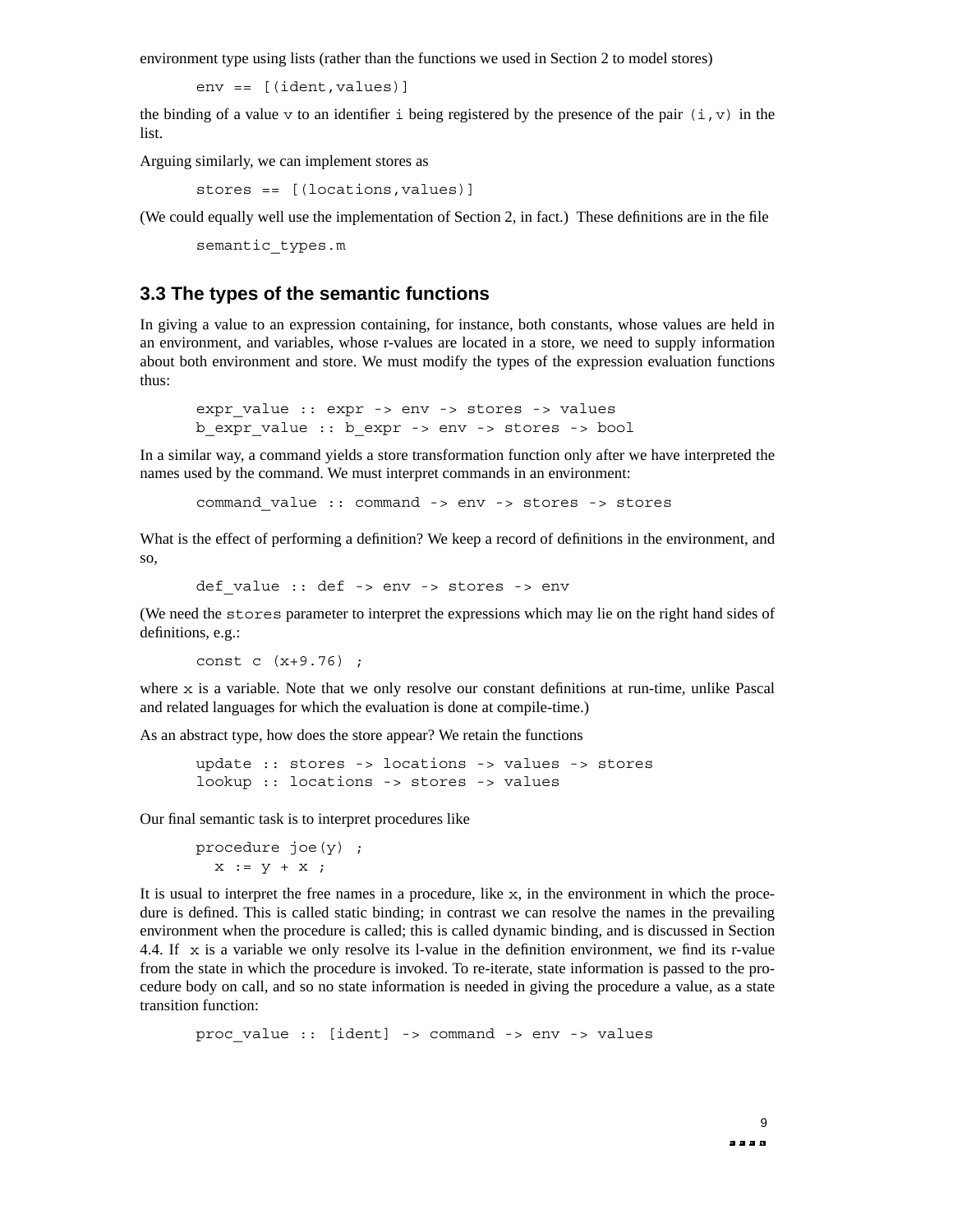environment type using lists (rather than the functions we used in Section 2 to model stores)

```
env == [(ident,values)]
```

the binding of a value `v` to an identifier `i` being registered by the presence of the pair `(i,v)` in the list.

Arguing similarly, we can implement stores as

```
stores == [(locations,values)]
```

(We could equally well use the implementation of Section 2, in fact.) These definitions are in the file

```
semantic_types.m
```

### 3.3 The types of the semantic functions

In giving a value to an expression containing, for instance, both constants, whose values are held in an environment, and variables, whose r-values are located in a store, we need to supply information about both environment and store. We must modify the types of the expression evaluation functions thus:

```
expr_value :: expr -> env -> stores -> values
b_expr_value :: b_expr -> env -> stores -> bool
```

In a similar way, a command yields a store transformation function only after we have interpreted the names used by the command. We must interpret commands in an environment:

```
command_value :: command -> env -> stores -> stores
```

What is the effect of performing a definition? We keep a record of definitions in the environment, and so,

```
def_value :: def -> env -> stores -> env
```

(We need the `stores` parameter to interpret the expressions which may lie on the right hand sides of definitions, e.g.:

```
const c (x+9.76) ;
```

where `x` is a variable. Note that we only resolve our constant definitions at run-time, unlike Pascal and related languages for which the evaluation is done at compile-time.)

As an abstract type, how does the store appear? We retain the functions

```
update :: stores -> locations -> values -> stores
lookup :: locations -> stores -> values
```

Our final semantic task is to interpret procedures like

```
procedure joe(y) ;
  x := y + x ;
```

It is usual to interpret the free names in a procedure, like `x`, in the environment in which the procedure is defined. This is called static binding; in contrast we can resolve the names in the prevailing environment when the procedure is called; this is called dynamic binding, and is discussed in Section 4.4. If `x` is a variable we only resolve its l-value in the definition environment, we find its r-value from the state in which the procedure is invoked. To re-iterate, state information is passed to the procedure body on call, and so no state information is needed in giving the procedure a value, as a state transition function:

```
proc_value :: [ident] -> command -> env -> values
```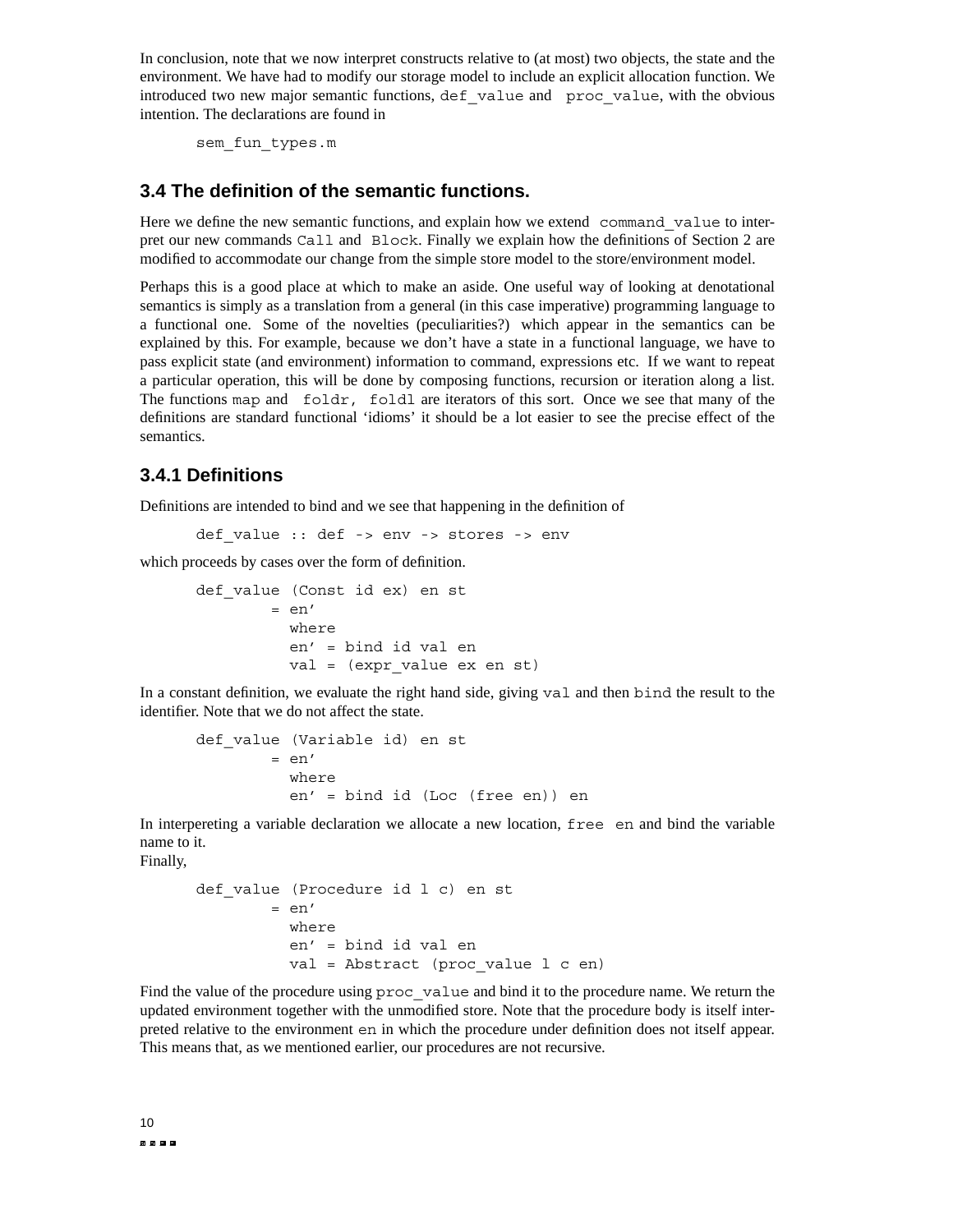In conclusion, note that we now interpret constructs relative to (at most) two objects, the state and the environment. We have had to modify our storage model to include an explicit allocation function. We introduced two new major semantic functions, `def_value` and `proc_value`, with the obvious intention. The declarations are found in

```
sem_fun_types.m
```

### 3.4 The definition of the semantic functions.

Here we define the new semantic functions, and explain how we extend `command_value` to interpret our new commands `Call` and `Block`. Finally we explain how the definitions of Section 2 are modified to accommodate our change from the simple store model to the store/environment model.

Perhaps this is a good place at which to make an aside. One useful way of looking at denotational semantics is simply as a translation from a general (in this case imperative) programming language to a functional one. Some of the novelties (peculiarities?) which appear in the semantics can be explained by this. For example, because we don't have a state in a functional language, we have to pass explicit state (and environment) information to command, expressions etc. If we want to repeat a particular operation, this will be done by composing functions, recursion or iteration along a list. The functions `map` and `foldr, foldl` are iterators of this sort. Once we see that many of the definitions are standard functional 'idioms' it should be a lot easier to see the precise effect of the semantics.

#### 3.4.1 Definitions

Definitions are intended to bind and we see that happening in the definition of

```
def_value :: def -> env -> stores -> env
```

which proceeds by cases over the form of definition.

```
def_value (Const id ex) en st
        = en'
          where
          en' = bind id val en
          val = (expr_value ex en st)
```

In a constant definition, we evaluate the right hand side, giving `val` and then `bind` the result to the identifier. Note that we do not affect the state.

```
def_value (Variable id) en st
        = en'
          where
          en' = bind id (Loc (free en)) en
```

In interpereting a variable declaration we allocate a new location, `free en` and bind the variable name to it.
Finally,

```
def_value (Procedure id l c) en st
        = en'
          where
          en' = bind id val en
          val = Abstract (proc_value l c en)
```

Find the value of the procedure using `proc_value` and bind it to the procedure name. We return the updated environment together with the unmodified store. Note that the procedure body is itself interpreted relative to the environment `en` in which the procedure under definition does not itself appear. This means that, as we mentioned earlier, our procedures are not recursive.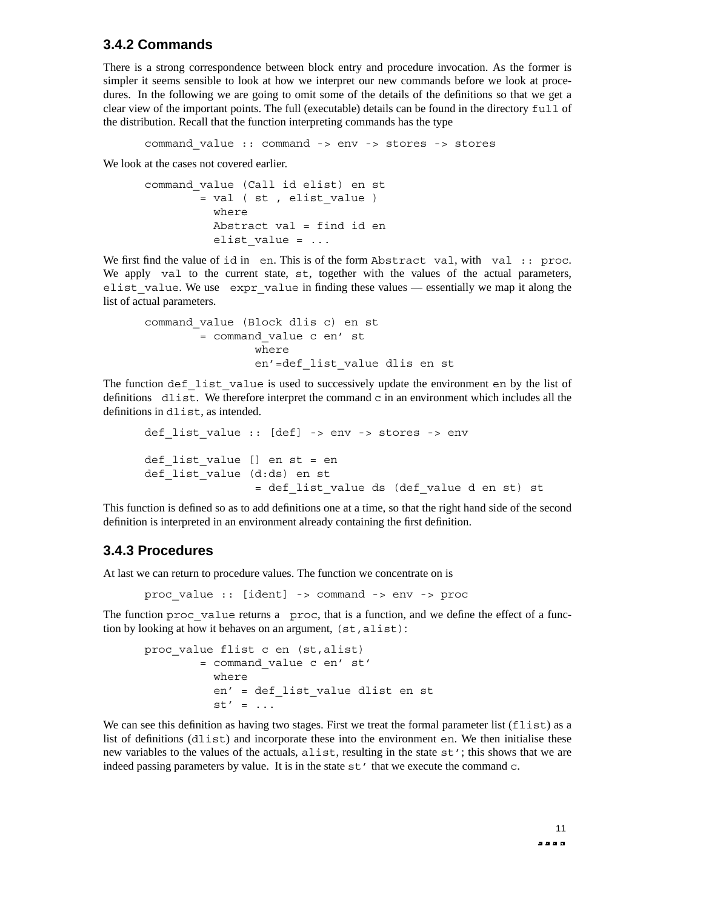### 3.4.2 Commands

There is a strong correspondence between block entry and procedure invocation. As the former is simpler it seems sensible to look at how we interpret our new commands before we look at procedures. In the following we are going to omit some of the details of the definitions so that we get a clear view of the important points. The full (executable) details can be found in the directory `full` of the distribution. Recall that the function interpreting commands has the type

```
command_value :: command -> env -> stores -> stores
```

We look at the cases not covered earlier.

```
command_value (Call id elist) en st
        = val ( st , elist_value )
          where
          Abstract val = find id en
          elist_value = ...
```

We first find the value of `id` in `en`. This is of the form `Abstract val`, with `val :: proc`. We apply `val` to the current state, `st`, together with the values of the actual parameters, `elist_value`. We use `expr_value` in finding these values — essentially we map it along the list of actual parameters.

```
command_value (Block dlis c) en st
        = command_value c en' st
                where
                en'=def_list_value dlis en st
```

The function `def_list_value` is used to successively update the environment `en` by the list of definitions `dlist`. We therefore interpret the command `c` in an environment which includes all the definitions in `dlist`, as intended.

```
def_list_value :: [def] -> env -> stores -> env

def_list_value [] en st = en
def_list_value (d:ds) en st
                = def_list_value ds (def_value d en st) st
```

This function is defined so as to add definitions one at a time, so that the right hand side of the second definition is interpreted in an environment already containing the first definition.

### 3.4.3 Procedures

At last we can return to procedure values. The function we concentrate on is

```
proc_value :: [ident] -> command -> env -> proc
```

The function `proc_value` returns a `proc`, that is a function, and we define the effect of a function by looking at how it behaves on an argument, `(st,alist)`:

```
proc_value flist c en (st,alist)
        = command_value c en' st'
          where
          en' = def_list_value dlist en st
          st' = ...
```

We can see this definition as having two stages. First we treat the formal parameter list (`flist`) as a list of definitions (`dlist`) and incorporate these into the environment `en`. We then initialise these new variables to the values of the actuals, `alist`, resulting in the state `st'`; this shows that we are indeed passing parameters by value. It is in the state `st'` that we execute the command `c`.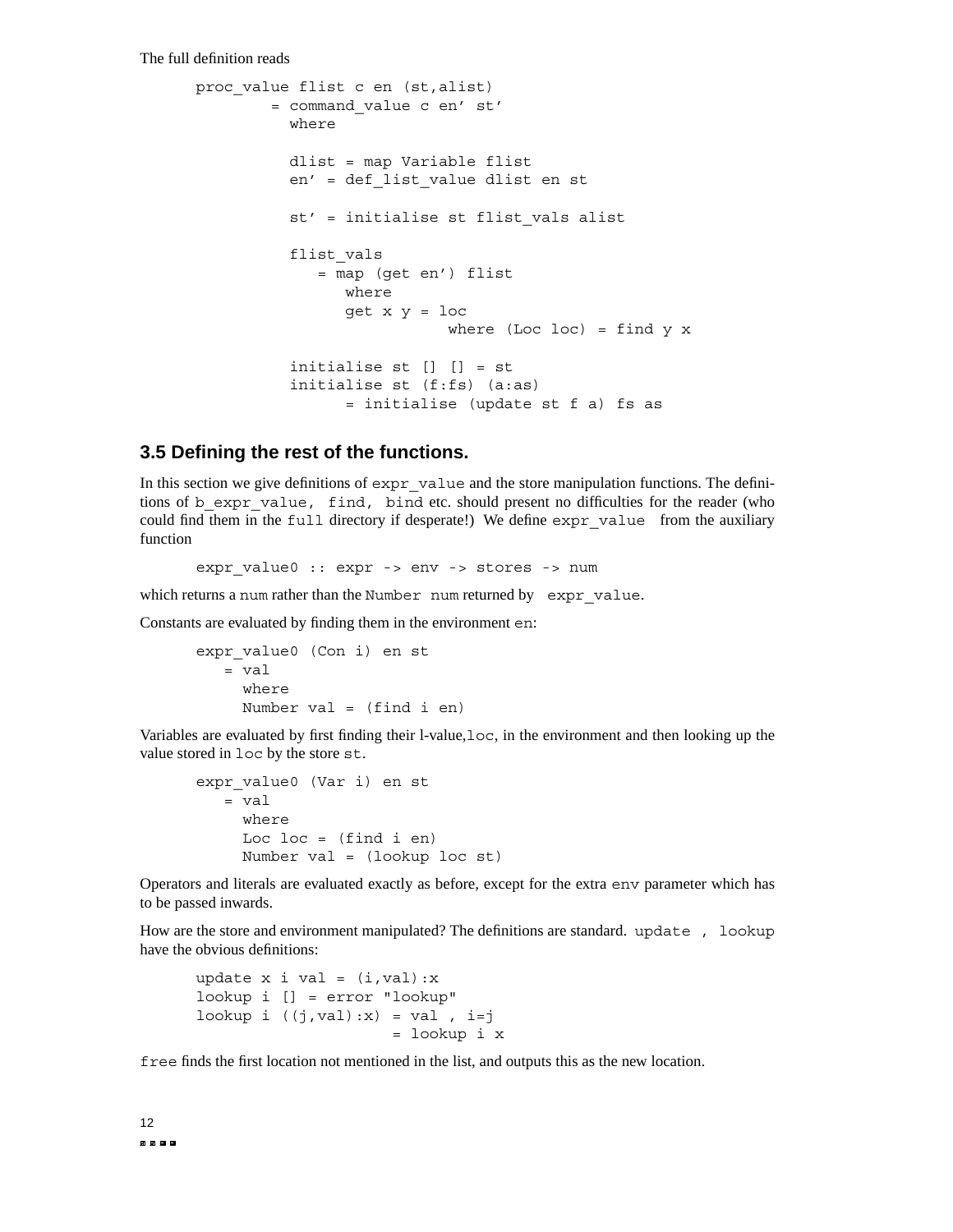The full definition reads

```
proc_value flist c en (st,alist)
        = command_value c en' st'
          where

          dlist = map Variable flist
          en' = def_list_value dlist en st

          st' = initialise st flist_vals alist

          flist_vals
             = map (get en') flist
                where
                get x y = loc
                           where (Loc loc) = find y x

          initialise st [] [] = st
          initialise st (f:fs) (a:as)
                = initialise (update st f a) fs as
```

### 3.5 Defining the rest of the functions.

In this section we give definitions of `expr_value` and the store manipulation functions. The definitions of `b_expr_value, find, bind` etc. should present no difficulties for the reader (who could find them in the `full` directory if desperate!) We define `expr_value` from the auxiliary function

```
expr_value0 :: expr -> env -> stores -> num
```

which returns a `num` rather than the `Number num` returned by `expr_value`.

Constants are evaluated by finding them in the environment `en`:

```
expr_value0 (Con i) en st
   = val
     where
     Number val = (find i en)
```

Variables are evaluated by first finding their l-value,`loc`, in the environment and then looking up the value stored in `loc` by the store `st`.

```
expr_value0 (Var i) en st
   = val
     where
     Loc loc = (find i en)
     Number val = (lookup loc st)
```

Operators and literals are evaluated exactly as before, except for the extra `env` parameter which has to be passed inwards.

How are the store and environment manipulated? The definitions are standard. `update , lookup` have the obvious definitions:

```
update x i val = (i,val):x
lookup i [] = error "lookup"
lookup i ((j,val):x) = val , i=j
                     = lookup i x
```

`free` finds the first location not mentioned in the list, and outputs this as the new location.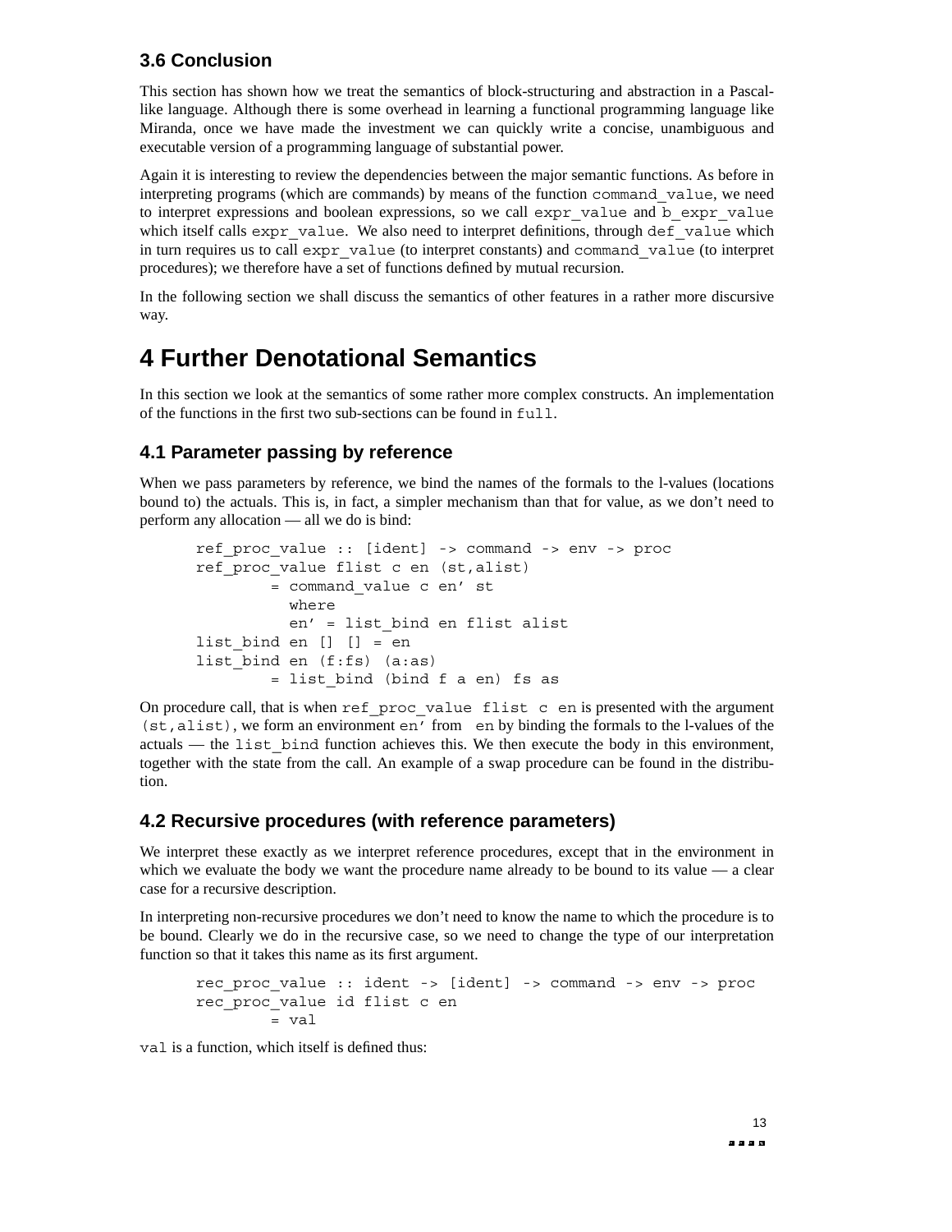### 3.6 Conclusion

This section has shown how we treat the semantics of block-structuring and abstraction in a Pascal-like language. Although there is some overhead in learning a functional programming language like Miranda, once we have made the investment we can quickly write a concise, unambiguous and executable version of a programming language of substantial power.

Again it is interesting to review the dependencies between the major semantic functions. As before in interpreting programs (which are commands) by means of the function `command_value`, we need to interpret expressions and boolean expressions, so we call `expr_value` and `b_expr_value` which itself calls `expr_value`. We also need to interpret definitions, through `def_value` which in turn requires us to call `expr_value` (to interpret constants) and `command_value` (to interpret procedures); we therefore have a set of functions defined by mutual recursion.

In the following section we shall discuss the semantics of other features in a rather more discursive way.

# 4 Further Denotational Semantics

In this section we look at the semantics of some rather more complex constructs. An implementation of the functions in the first two sub-sections can be found in `full`.

### 4.1 Parameter passing by reference

When we pass parameters by reference, we bind the names of the formals to the l-values (locations bound to) the actuals. This is, in fact, a simpler mechanism than that for value, as we don’t need to perform any allocation — all we do is bind:

```
ref_proc_value :: [ident] -> command -> env -> proc
ref_proc_value flist c en (st,alist)
        = command_value c en’ st
          where
          en’ = list_bind en flist alist
list_bind en [] [] = en
list_bind en (f:fs) (a:as)
        = list_bind (bind f a en) fs as
```

On procedure call, that is when `ref_proc_value flist c en` is presented with the argument `(st,alist)`, we form an environment `en’` from `en` by binding the formals to the l-values of the actuals — the `list_bind` function achieves this. We then execute the body in this environment, together with the state from the call. An example of a swap procedure can be found in the distribution.

### 4.2 Recursive procedures (with reference parameters)

We interpret these exactly as we interpret reference procedures, except that in the environment in which we evaluate the body we want the procedure name already to be bound to its value — a clear case for a recursive description.

In interpreting non-recursive procedures we don’t need to know the name to which the procedure is to be bound. Clearly we do in the recursive case, so we need to change the type of our interpretation function so that it takes this name as its first argument.

```
rec_proc_value :: ident -> [ident] -> command -> env -> proc
rec_proc_value id flist c en
        = val
```

`val` is a function, which itself is defined thus: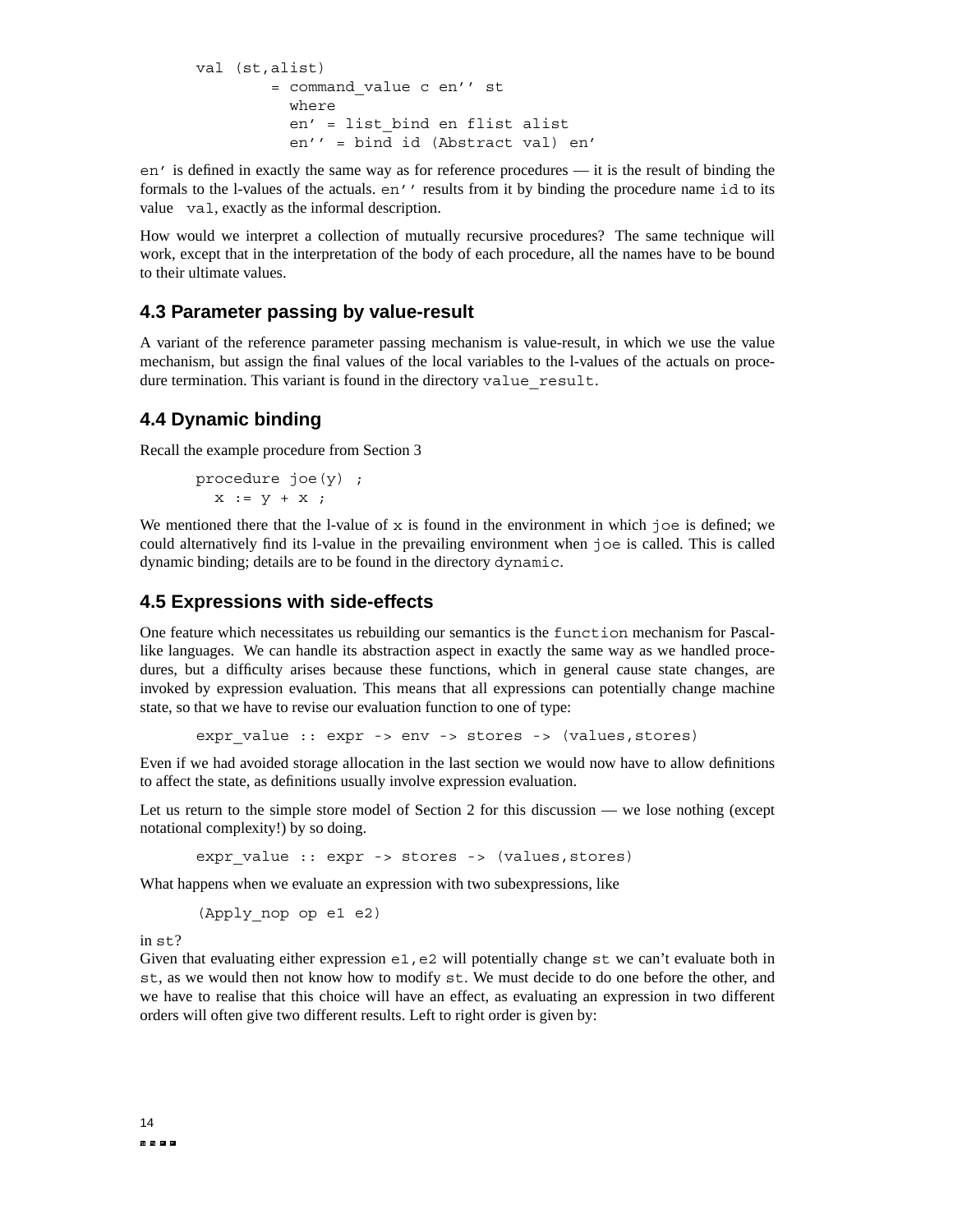```
val (st,alist)
        = command_value c en'' st
          where
          en' = list_bind en flist alist
          en'' = bind id (Abstract val) en'
```

`en'` is defined in exactly the same way as for reference procedures — it is the result of binding the formals to the l-values of the actuals. `en''` results from it by binding the procedure name `id` to its value `val`, exactly as the informal description.

How would we interpret a collection of mutually recursive procedures? The same technique will work, except that in the interpretation of the body of each procedure, all the names have to be bound to their ultimate values.

## 4.3 Parameter passing by value-result

A variant of the reference parameter passing mechanism is value-result, in which we use the value mechanism, but assign the final values of the local variables to the l-values of the actuals on procedure termination. This variant is found in the directory `value_result`.

## 4.4 Dynamic binding

Recall the example procedure from Section 3

```
procedure joe(y) ;
  x := y + x ;
```

We mentioned there that the l-value of `x` is found in the environment in which `joe` is defined; we could alternatively find its l-value in the prevailing environment when `joe` is called. This is called dynamic binding; details are to be found in the directory `dynamic`.

## 4.5 Expressions with side-effects

One feature which necessitates us rebuilding our semantics is the `function` mechanism for Pascal-like languages. We can handle its abstraction aspect in exactly the same way as we handled procedures, but a difficulty arises because these functions, which in general cause state changes, are invoked by expression evaluation. This means that all expressions can potentially change machine state, so that we have to revise our evaluation function to one of type:

```
expr_value :: expr -> env -> stores -> (values,stores)
```

Even if we had avoided storage allocation in the last section we would now have to allow definitions to affect the state, as definitions usually involve expression evaluation.

Let us return to the simple store model of Section 2 for this discussion — we lose nothing (except notational complexity!) by so doing.

```
expr_value :: expr -> stores -> (values,stores)
```

What happens when we evaluate an expression with two subexpressions, like

```
(Apply_nop op e1 e2)
```

in `st`?
Given that evaluating either expression `e1,e2` will potentially change `st` we can't evaluate both in `st`, as we would then not know how to modify `st`. We must decide to do one before the other, and we have to realise that this choice will have an effect, as evaluating an expression in two different orders will often give two different results. Left to right order is given by: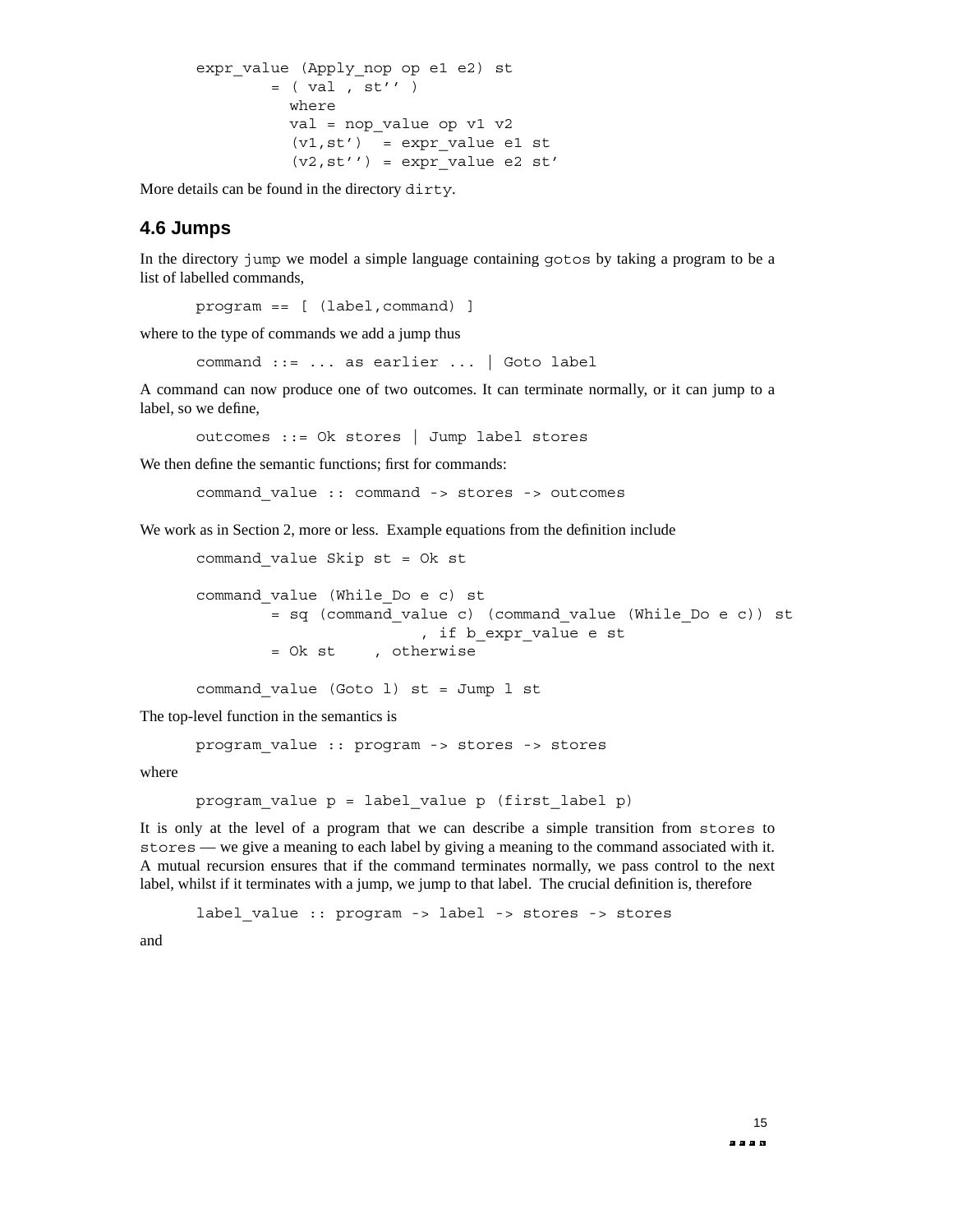```
expr_value (Apply_nop op e1 e2) st
        = ( val , st'' )
          where
          val = nop_value op v1 v2
          (v1,st')  = expr_value e1 st
          (v2,st'') = expr_value e2 st'
```

More details can be found in the directory `dirty`.

### 4.6 Jumps

In the directory `jump` we model a simple language containing `gotos` by taking a program to be a list of labelled commands,

```
program == [ (label,command) ]
```

where to the type of commands we add a jump thus

```
command ::= ... as earlier ... | Goto label
```

A command can now produce one of two outcomes. It can terminate normally, or it can jump to a label, so we define,

```
outcomes ::= Ok stores | Jump label stores
```

We then define the semantic functions; first for commands:

```
command_value :: command -> stores -> outcomes
```

We work as in Section 2, more or less. Example equations from the definition include

```
command_value Skip st = Ok st

command_value (While_Do e c) st
        = sq (command_value c) (command_value (While_Do e c)) st
                        , if b_expr_value e st
        = Ok st    , otherwise

command_value (Goto l) st = Jump l st
```

The top-level function in the semantics is

```
program_value :: program -> stores -> stores
```

where

```
program_value p = label_value p (first_label p)
```

It is only at the level of a program that we can describe a simple transition from `stores` to `stores` — we give a meaning to each label by giving a meaning to the command associated with it. A mutual recursion ensures that if the command terminates normally, we pass control to the next label, whilst if it terminates with a jump, we jump to that label. The crucial definition is, therefore

```
label_value :: program -> label -> stores -> stores
```

and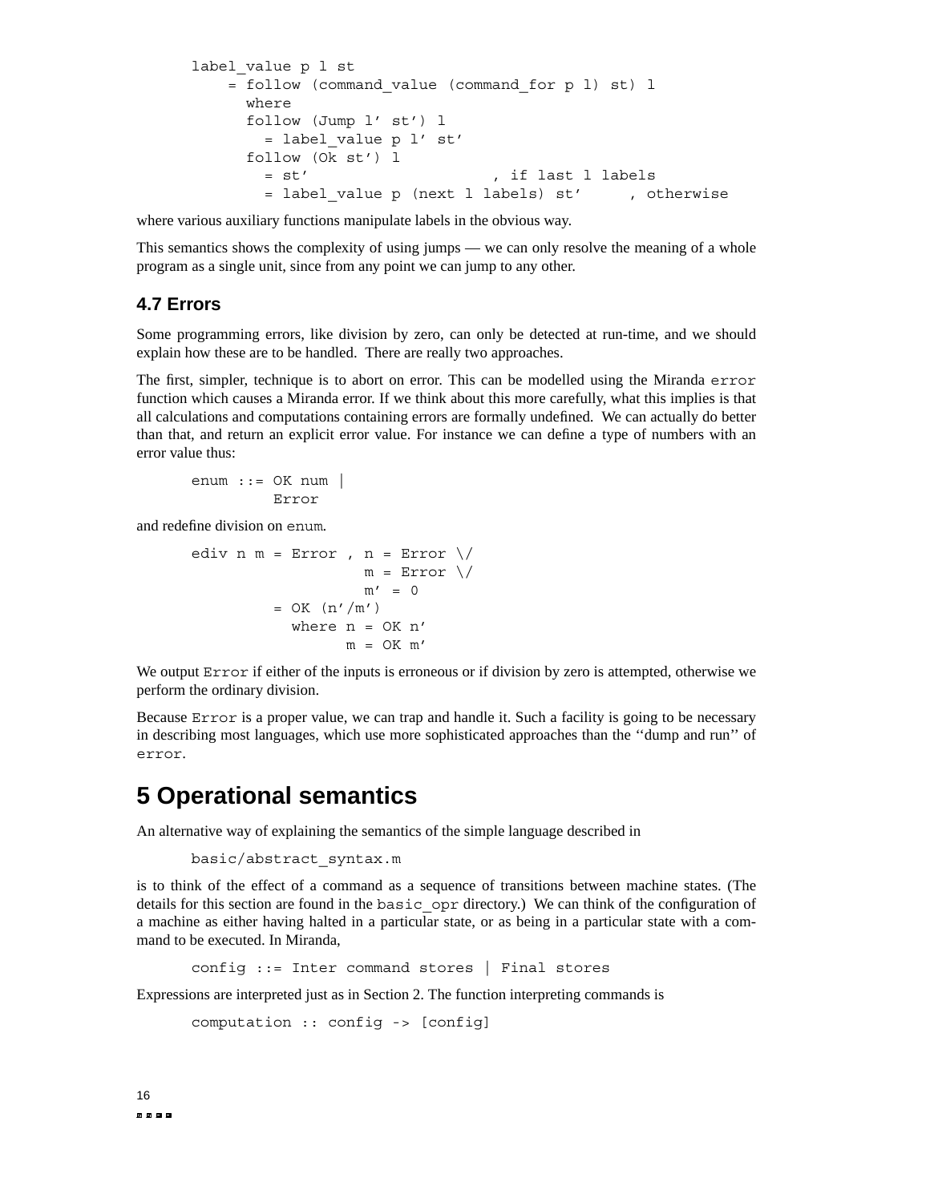```
label_value p l st
    = follow (command_value (command_for p l) st) l
      where
      follow (Jump l' st') l
        = label_value p l' st'
      follow (Ok st') l
        = st'                    , if last l labels
        = label_value p (next l labels) st'     , otherwise
```

where various auxiliary functions manipulate labels in the obvious way.

This semantics shows the complexity of using jumps — we can only resolve the meaning of a whole program as a single unit, since from any point we can jump to any other.

### 4.7 Errors

Some programming errors, like division by zero, can only be detected at run-time, and we should explain how these are to be handled. There are really two approaches.

The first, simpler, technique is to abort on error. This can be modelled using the Miranda `error` function which causes a Miranda error. If we think about this more carefully, what this implies is that all calculations and computations containing errors are formally undefined. We can actually do better than that, and return an explicit error value. For instance we can define a type of numbers with an error value thus:

```
enum ::= OK num |
         Error
```

and redefine division on `enum`.

```
ediv n m = Error , n = Error \/
                   m = Error \/
                   m' = 0
         = OK (n'/m')
           where n = OK n'
                 m = OK m'
```

We output `Error` if either of the inputs is erroneous or if division by zero is attempted, otherwise we perform the ordinary division.

Because `Error` is a proper value, we can trap and handle it. Such a facility is going to be necessary in describing most languages, which use more sophisticated approaches than the ‘‘dump and run’’ of `error`.

## 5 Operational semantics

An alternative way of explaining the semantics of the simple language described in

```
basic/abstract_syntax.m
```

is to think of the effect of a command as a sequence of transitions between machine states. (The details for this section are found in the `basic_opr` directory.) We can think of the configuration of a machine as either having halted in a particular state, or as being in a particular state with a command to be executed. In Miranda,

```
config ::= Inter command stores | Final stores
```

Expressions are interpreted just as in Section 2. The function interpreting commands is

```
computation :: config -> [config]
```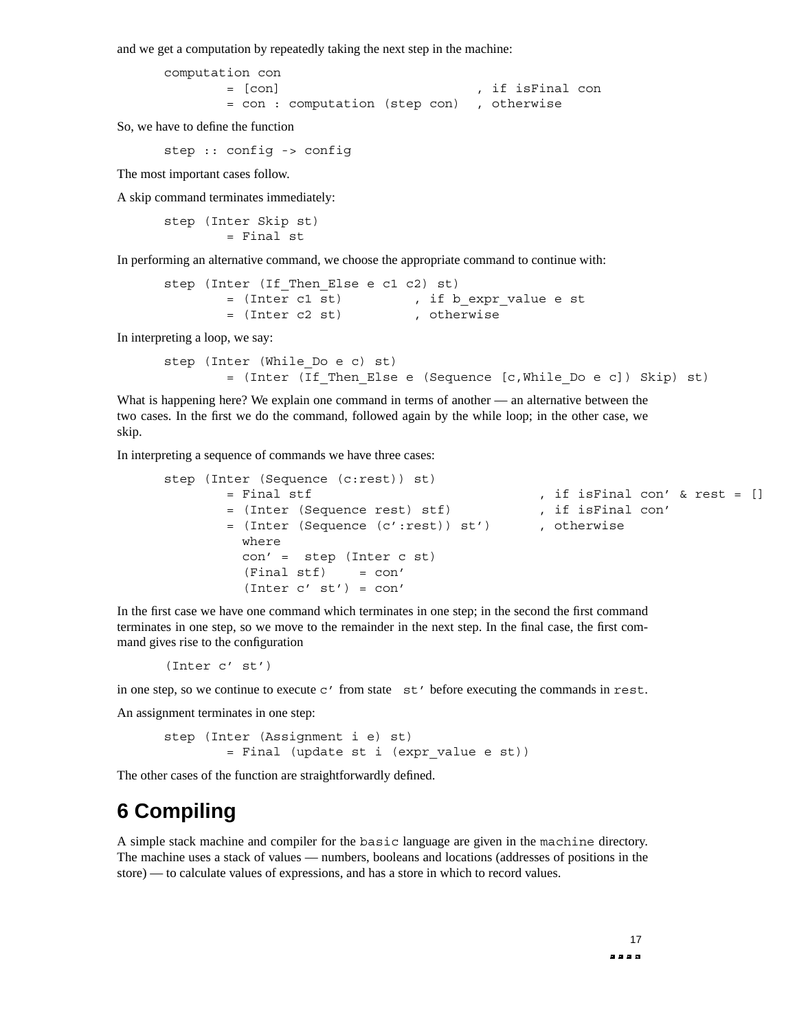and we get a computation by repeatedly taking the next step in the machine:

```
computation con
        = [con]                          , if isFinal con
        = con : computation (step con)   , otherwise
```

So, we have to define the function

```
step :: config -> config
```

The most important cases follow.

A skip command terminates immediately:

```
step (Inter Skip st)
        = Final st
```

In performing an alternative command, we choose the appropriate command to continue with:

```
step (Inter (If_Then_Else e c1 c2) st)
        = (Inter c1 st)         , if b_expr_value e st
        = (Inter c2 st)         , otherwise
```

In interpreting a loop, we say:

```
step (Inter (While_Do e c) st)
        = (Inter (If_Then_Else e (Sequence [c,While_Do e c]) Skip) st)
```

What is happening here? We explain one command in terms of another — an alternative between the two cases. In the first we do the command, followed again by the while loop; in the other case, we skip.

In interpreting a sequence of commands we have three cases:

```
step (Inter (Sequence (c:rest)) st)
        = Final stf                          , if isFinal con' & rest = []
        = (Inter (Sequence rest) stf)        , if isFinal con'
        = (Inter (Sequence (c':rest)) st')   , otherwise
          where
          con' =  step (Inter c st)
          (Final stf)    = con'
          (Inter c' st') = con'
```

In the first case we have one command which terminates in one step; in the second the first command terminates in one step, so we move to the remainder in the next step. In the final case, the first command gives rise to the configuration

```
(Inter c' st')
```

in one step, so we continue to execute `c'` from state `st'` before executing the commands in `rest`.

An assignment terminates in one step:

```
step (Inter (Assignment i e) st)
        = Final (update st i (expr_value e st))
```

The other cases of the function are straightforwardly defined.

# 6 Compiling

A simple stack machine and compiler for the `basic` language are given in the `machine` directory. The machine uses a stack of values — numbers, booleans and locations (addresses of positions in the store) — to calculate values of expressions, and has a store in which to record values.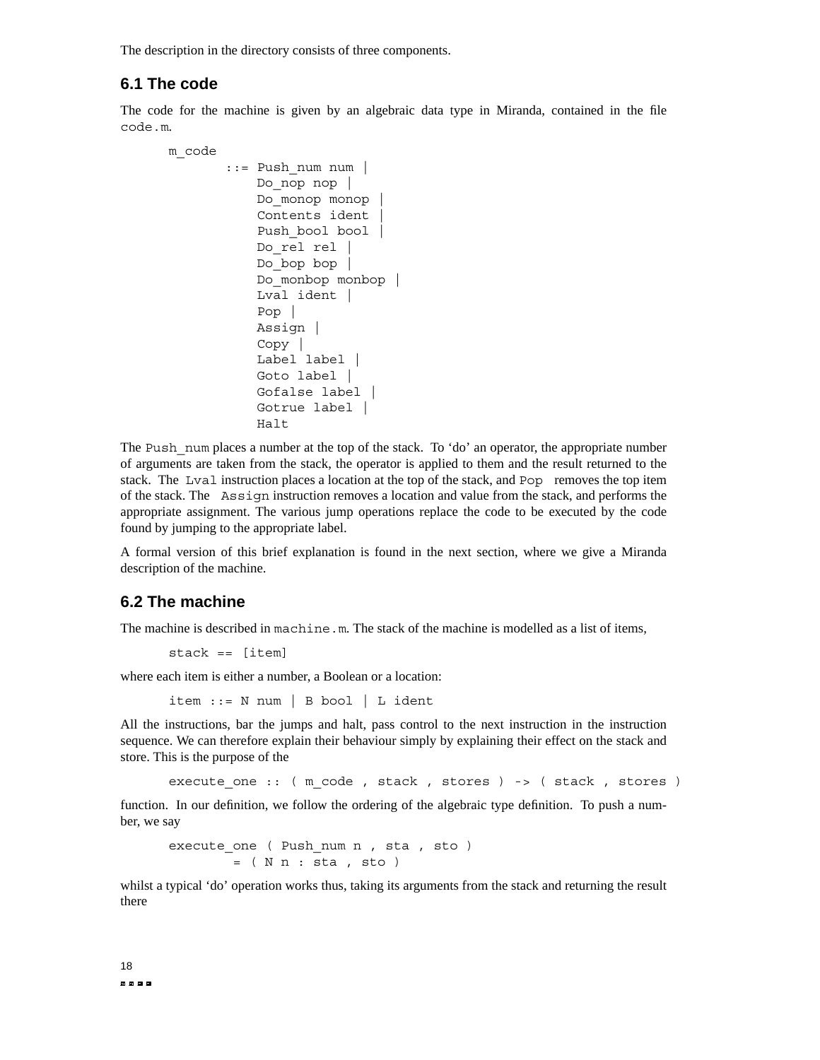The description in the directory consists of three components.

## 6.1 The code

The code for the machine is given by an algebraic data type in Miranda, contained in the file `code.m`.

```
m_code
       ::= Push_num num |
           Do_nop nop |
           Do_monop monop |
           Contents ident |
           Push_bool bool |
           Do_rel rel |
           Do_bop bop |
           Do_monbop monbop |
           Lval ident |
           Pop |
           Assign |
           Copy |
           Label label |
           Goto label |
           Gofalse label |
           Gotrue label |
           Halt
```

The `Push_num` places a number at the top of the stack. To 'do' an operator, the appropriate number of arguments are taken from the stack, the operator is applied to them and the result returned to the stack. The `Lval` instruction places a location at the top of the stack, and `Pop` removes the top item of the stack. The `Assign` instruction removes a location and value from the stack, and performs the appropriate assignment. The various jump operations replace the code to be executed by the code found by jumping to the appropriate label.

A formal version of this brief explanation is found in the next section, where we give a Miranda description of the machine.

## 6.2 The machine

The machine is described in `machine.m`. The stack of the machine is modelled as a list of items,

```
stack == [item]
```

where each item is either a number, a Boolean or a location:

```
item ::= N num | B bool | L ident
```

All the instructions, bar the jumps and halt, pass control to the next instruction in the instruction sequence. We can therefore explain their behaviour simply by explaining their effect on the stack and store. This is the purpose of the

```
execute_one :: ( m_code , stack , stores ) -> ( stack , stores )
```

function. In our definition, we follow the ordering of the algebraic type definition. To push a number, we say

```
execute_one ( Push_num n , sta , sto )
        = ( N n : sta , sto )
```

whilst a typical 'do' operation works thus, taking its arguments from the stack and returning the result there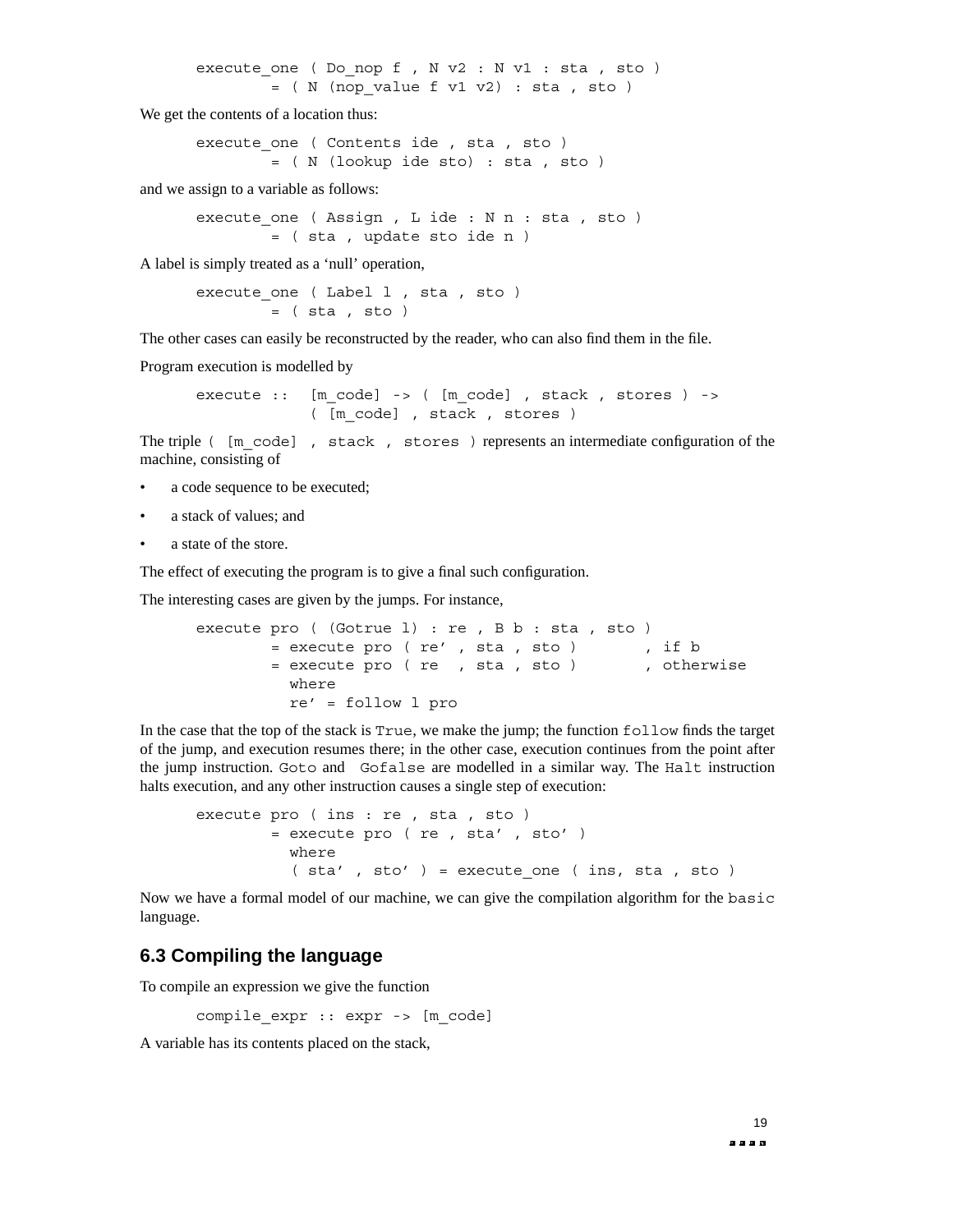```
execute_one ( Do_nop f , N v2 : N v1 : sta , sto )
        = ( N (nop_value f v1 v2) : sta , sto )
```

We get the contents of a location thus:

```
execute_one ( Contents ide , sta , sto )
        = ( N (lookup ide sto) : sta , sto )
```

and we assign to a variable as follows:

```
execute_one ( Assign , L ide : N n : sta , sto )
        = ( sta , update sto ide n )
```

A label is simply treated as a ‘null’ operation,

```
execute_one ( Label l , sta , sto )
        = ( sta , sto )
```

The other cases can easily be reconstructed by the reader, who can also find them in the file.

Program execution is modelled by

```
execute ::  [m_code] -> ( [m_code] , stack , stores ) ->
            ( [m_code] , stack , stores )
```

The triple `( [m_code] , stack , stores )` represents an intermediate configuration of the machine, consisting of

- a code sequence to be executed;
- a stack of values; and
- a state of the store.

The effect of executing the program is to give a final such configuration.

The interesting cases are given by the jumps. For instance,

```
execute pro ( (Gotrue l) : re , B b : sta , sto )
        = execute pro ( re’ , sta , sto )       , if b
        = execute pro ( re  , sta , sto )       , otherwise
          where
          re’ = follow l pro
```

In the case that the top of the stack is `True`, we make the jump; the function `follow` finds the target of the jump, and execution resumes there; in the other case, execution continues from the point after the jump instruction. `Goto` and `Gofalse` are modelled in a similar way. The `Halt` instruction halts execution, and any other instruction causes a single step of execution:

```
execute pro ( ins : re , sta , sto )
        = execute pro ( re , sta’ , sto’ )
          where
          ( sta’ , sto’ ) = execute_one ( ins, sta , sto )
```

Now we have a formal model of our machine, we can give the compilation algorithm for the `basic` language.

## 6.3 Compiling the language

To compile an expression we give the function

```
compile_expr :: expr -> [m_code]
```

A variable has its contents placed on the stack,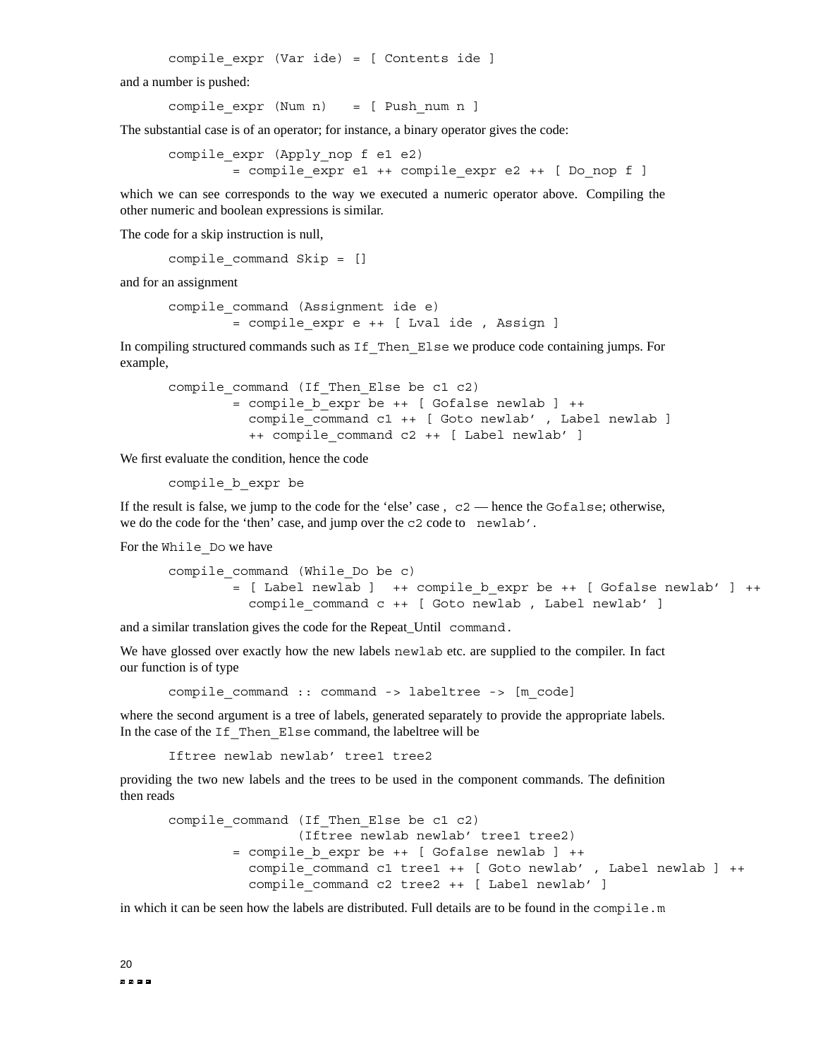```
compile_expr (Var ide) = [ Contents ide ]
```

and a number is pushed:

```
compile_expr (Num n)   = [ Push_num n ]
```

The substantial case is of an operator; for instance, a binary operator gives the code:

```
compile_expr (Apply_nop f e1 e2)
        = compile_expr e1 ++ compile_expr e2 ++ [ Do_nop f ]
```

which we can see corresponds to the way we executed a numeric operator above. Compiling the other numeric and boolean expressions is similar.

The code for a skip instruction is null,

```
compile_command Skip = []
```

and for an assignment

```
compile_command (Assignment ide e)
        = compile_expr e ++ [ Lval ide , Assign ]
```

In compiling structured commands such as `If_Then_Else` we produce code containing jumps. For example,

```
compile_command (If_Then_Else be c1 c2)
        = compile_b_expr be ++ [ Gofalse newlab ] ++
          compile_command c1 ++ [ Goto newlab' , Label newlab ]
          ++ compile_command c2 ++ [ Label newlab' ]
```

We first evaluate the condition, hence the code

```
compile_b_expr be
```

If the result is false, we jump to the code for the ‘else’ case , `c2` — hence the `Gofalse`; otherwise, we do the code for the ‘then’ case, and jump over the `c2` code to `newlab'`.

For the `While_Do` we have

```
compile_command (While_Do be c)
        = [ Label newlab ]  ++ compile_b_expr be ++ [ Gofalse newlab' ] ++
          compile_command c ++ [ Goto newlab , Label newlab' ]
```

and a similar translation gives the code for the Repeat_Until `command`.

We have glossed over exactly how the new labels `newlab` etc. are supplied to the compiler. In fact our function is of type

```
compile_command :: command -> labeltree -> [m_code]
```

where the second argument is a tree of labels, generated separately to provide the appropriate labels. In the case of the `If_Then_Else` command, the labeltree will be

```
Iftree newlab newlab' tree1 tree2
```

providing the two new labels and the trees to be used in the component commands. The definition then reads

```
compile_command (If_Then_Else be c1 c2)
                (Iftree newlab newlab' tree1 tree2)
        = compile_b_expr be ++ [ Gofalse newlab ] ++
          compile_command c1 tree1 ++ [ Goto newlab' , Label newlab ] ++
          compile_command c2 tree2 ++ [ Label newlab' ]
```

in which it can be seen how the labels are distributed. Full details are to be found in the `compile.m`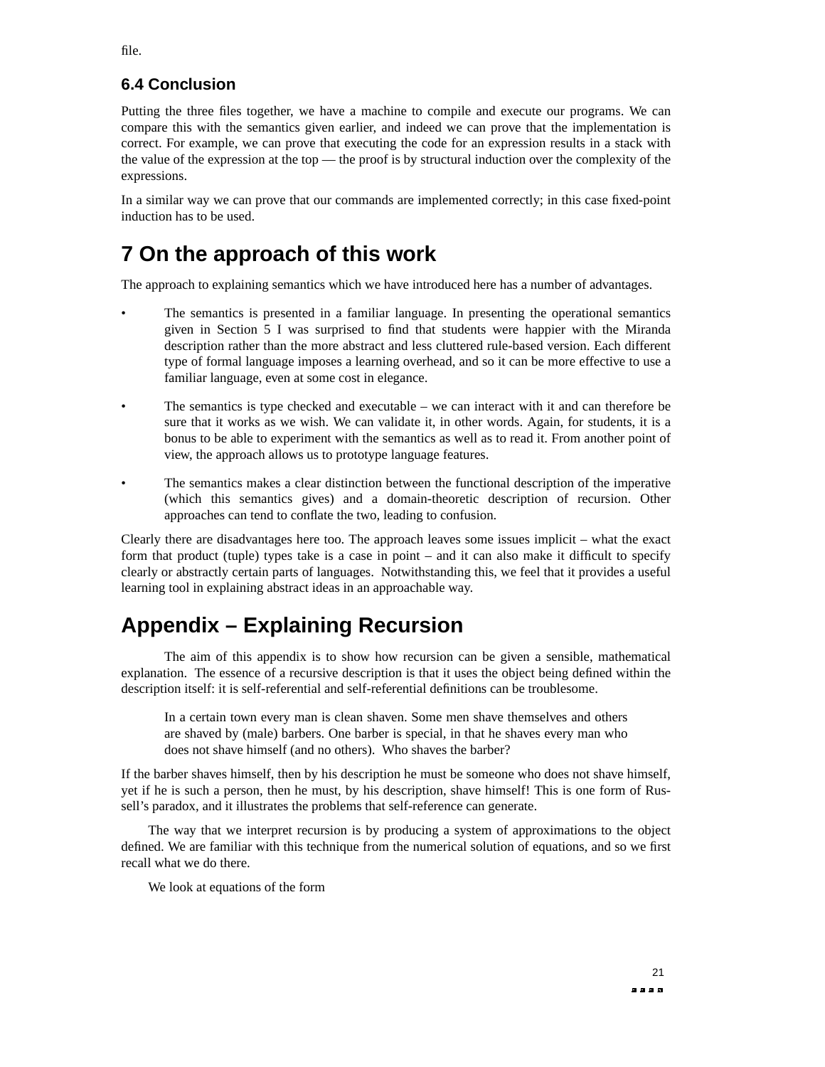file.

### 6.4 Conclusion

Putting the three files together, we have a machine to compile and execute our programs. We can compare this with the semantics given earlier, and indeed we can prove that the implementation is correct. For example, we can prove that executing the code for an expression results in a stack with the value of the expression at the top — the proof is by structural induction over the complexity of the expressions.

In a similar way we can prove that our commands are implemented correctly; in this case fixed-point induction has to be used.

## 7 On the approach of this work

The approach to explaining semantics which we have introduced here has a number of advantages.

- The semantics is presented in a familiar language. In presenting the operational semantics given in Section 5 I was surprised to find that students were happier with the Miranda description rather than the more abstract and less cluttered rule-based version. Each different type of formal language imposes a learning overhead, and so it can be more effective to use a familiar language, even at some cost in elegance.
- The semantics is type checked and executable – we can interact with it and can therefore be sure that it works as we wish. We can validate it, in other words. Again, for students, it is a bonus to be able to experiment with the semantics as well as to read it. From another point of view, the approach allows us to prototype language features.
- The semantics makes a clear distinction between the functional description of the imperative (which this semantics gives) and a domain-theoretic description of recursion. Other approaches can tend to conflate the two, leading to confusion.

Clearly there are disadvantages here too. The approach leaves some issues implicit – what the exact form that product (tuple) types take is a case in point – and it can also make it difficult to specify clearly or abstractly certain parts of languages. Notwithstanding this, we feel that it provides a useful learning tool in explaining abstract ideas in an approachable way.

## Appendix – Explaining Recursion

The aim of this appendix is to show how recursion can be given a sensible, mathematical explanation. The essence of a recursive description is that it uses the object being defined within the description itself: it is self-referential and self-referential definitions can be troublesome.

> In a certain town every man is clean shaven. Some men shave themselves and others are shaved by (male) barbers. One barber is special, in that he shaves every man who does not shave himself (and no others). Who shaves the barber?

If the barber shaves himself, then by his description he must be someone who does not shave himself, yet if he is such a person, then he must, by his description, shave himself! This is one form of Russell's paradox, and it illustrates the problems that self-reference can generate.

The way that we interpret recursion is by producing a system of approximations to the object defined. We are familiar with this technique from the numerical solution of equations, and so we first recall what we do there.

We look at equations of the form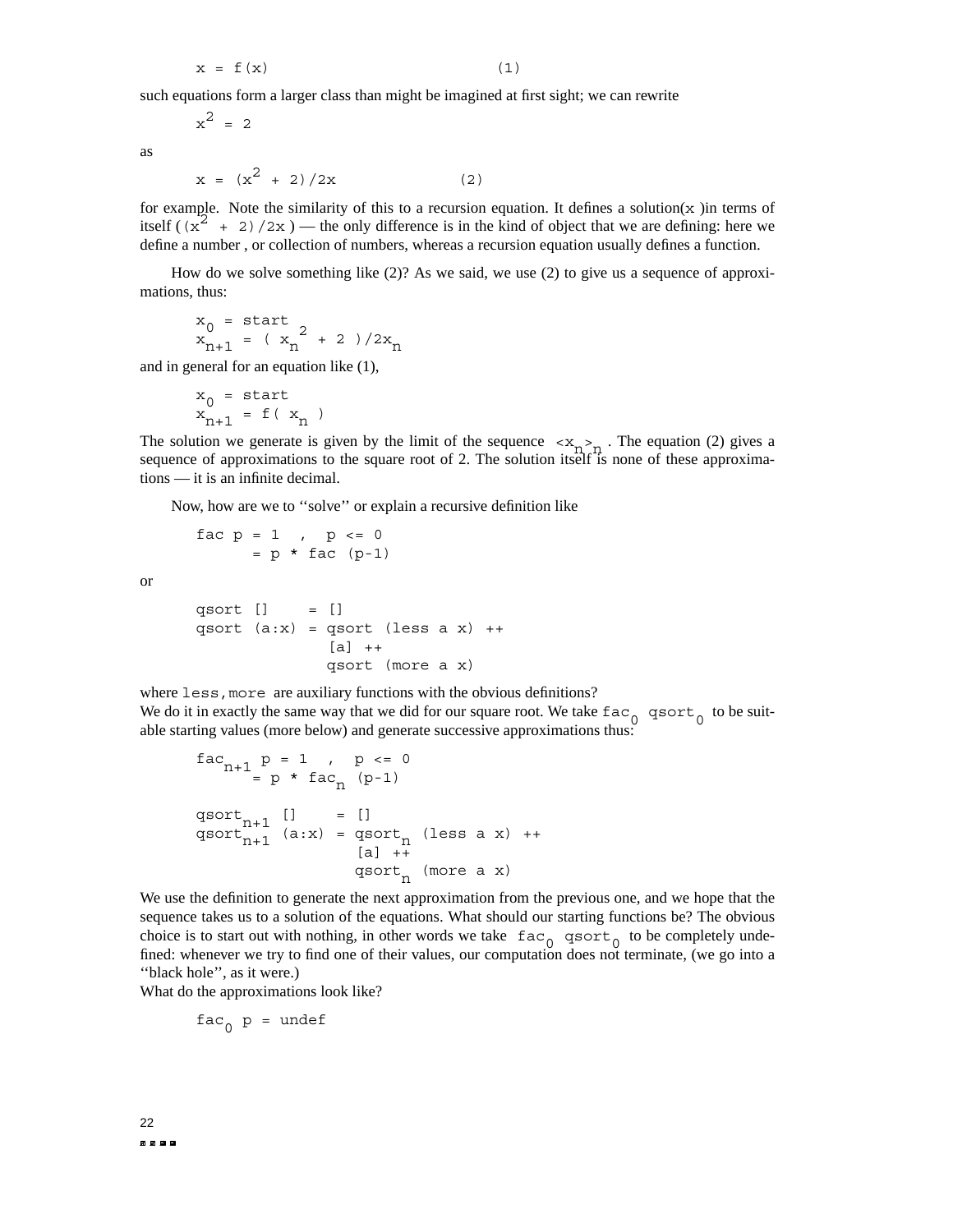```
x = f(x)                          (1)
```

such equations form a larger class than might be imagined at first sight; we can rewrite

```
x^2 = 2
```

as

```
x = (x^2 + 2)/2x                  (2)
```

for example. Note the similarity of this to a recursion equation. It defines a solution(`x` )in terms of itself ( `(x^2 + 2)/2x` ) — the only difference is in the kind of object that we are defining: here we define a number , or collection of numbers, whereas a recursion equation usually defines a function.

How do we solve something like (2)? As we said, we use (2) to give us a sequence of approximations, thus:

$$x_0 = start$$
$$x_{n+1} = ( x_n^2 + 2 )/2x_n$$

and in general for an equation like (1),

$$x_0 = start$$
$$x_{n+1} = f( x_n )$$

The solution we generate is given by the limit of the sequence $<x_n>_n$ . The equation (2) gives a sequence of approximations to the square root of 2. The solution itself is none of these approximations — it is an infinite decimal.

Now, how are we to ''solve'' or explain a recursive definition like

```
fac p = 1  ,  p <= 0
      = p * fac (p-1)
```

or

```
qsort []    = []
qsort (a:x) = qsort (less a x) ++
              [a] ++
              qsort (more a x)
```

where `less,more` are auxiliary functions with the obvious definitions?
We do it in exactly the same way that we did for our square root. We take $fac_0$ $qsort_0$ to be suitable starting values (more below) and generate successive approximations thus:

```
fac_{n+1} p = 1  ,  p <= 0
            = p * fac_n (p-1)

qsort_{n+1} []    = []
qsort_{n+1} (a:x) = qsort_n (less a x) ++
                    [a] ++
                    qsort_n (more a x)
```

We use the definition to generate the next approximation from the previous one, and we hope that the sequence takes us to a solution of the equations. What should our starting functions be? The obvious choice is to start out with nothing, in other words we take $fac_0$ $qsort_0$ to be completely undefined: whenever we try to find one of their values, our computation does not terminate, (we go into a ''black hole'', as it were.)
What do the approximations look like?

```
fac_0 p = undef
```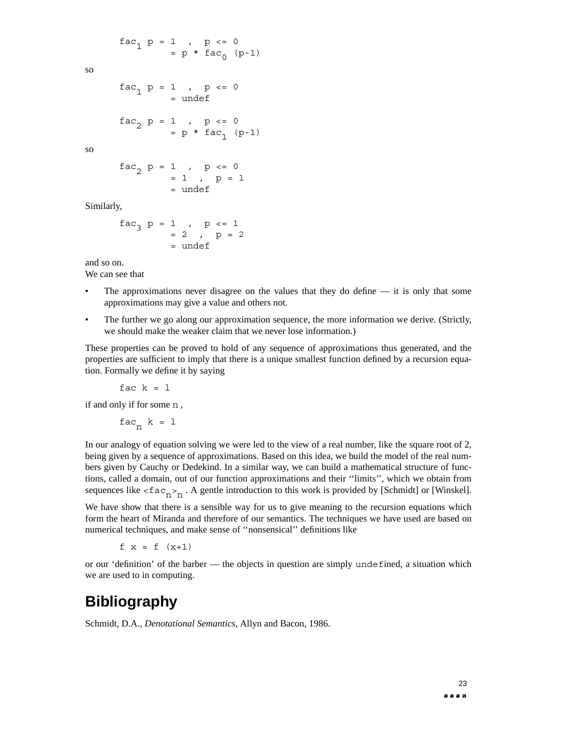```
fac1 p = 1  ,  p <= 0
       = p * fac0 (p-1)
```

so

```
fac1 p = 1  ,  p <= 0
       = undef

fac2 p = 1  ,  p <= 0
       = p * fac1 (p-1)
```

so

```
fac2 p = 1  ,  p <= 0
       = 1  ,  p = 1
       = undef
```

Similarly,

```
fac3 p = 1  ,  p <= 1
       = 2  ,  p = 2
       = undef
```

and so on.
We can see that

- The approximations never disagree on the values that they do define — it is only that some approximations may give a value and others not.
- The further we go along our approximation sequence, the more information we derive. (Strictly, we should make the weaker claim that we never lose information.)

These properties can be proved to hold of any sequence of approximations thus generated, and the properties are sufficient to imply that there is a unique smallest function defined by a recursion equation. Formally we define it by saying

```
fac k = l
```

if and only if for some `n` ,

```
facn k = l
```

In our analogy of equation solving we were led to the view of a real number, like the square root of 2, being given by a sequence of approximations. Based on this idea, we build the model of the real numbers given by Cauchy or Dedekind. In a similar way, we can build a mathematical structure of functions, called a domain, out of our function approximations and their ''limits'', which we obtain from sequences like $<fac_n>_n$ . A gentle introduction to this work is provided by [Schmidt] or [Winskel].

We have show that there is a sensible way for us to give meaning to the recursion equations which form the heart of Miranda and therefore of our semantics. The techniques we have used are based on numerical techniques, and make sense of ''nonsensical'' definitions like

```
f x = f (x+1)
```

or our 'definition' of the barber — the objects in question are simply `undef`ined, a situation which we are used to in computing.

# Bibliography

Schmidt, D.A., *Denotational Semantics*, Allyn and Bacon, 1986.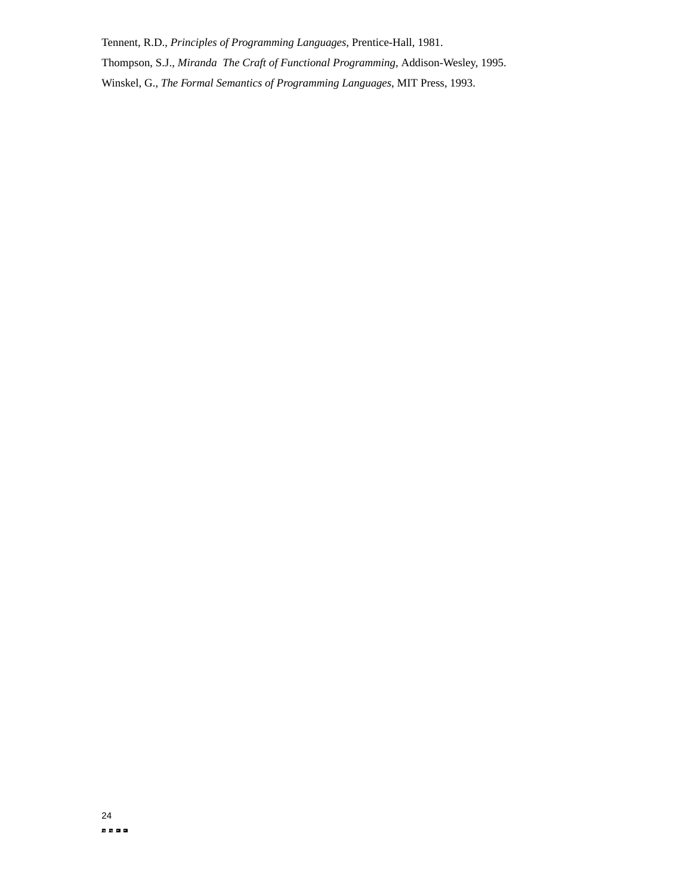Tennent, R.D., *Principles of Programming Languages*, Prentice-Hall, 1981.

Thompson, S.J., *Miranda  The Craft of Functional Programming*, Addison-Wesley, 1995.

Winskel, G., *The Formal Semantics of Programming Languages*, MIT Press, 1993.